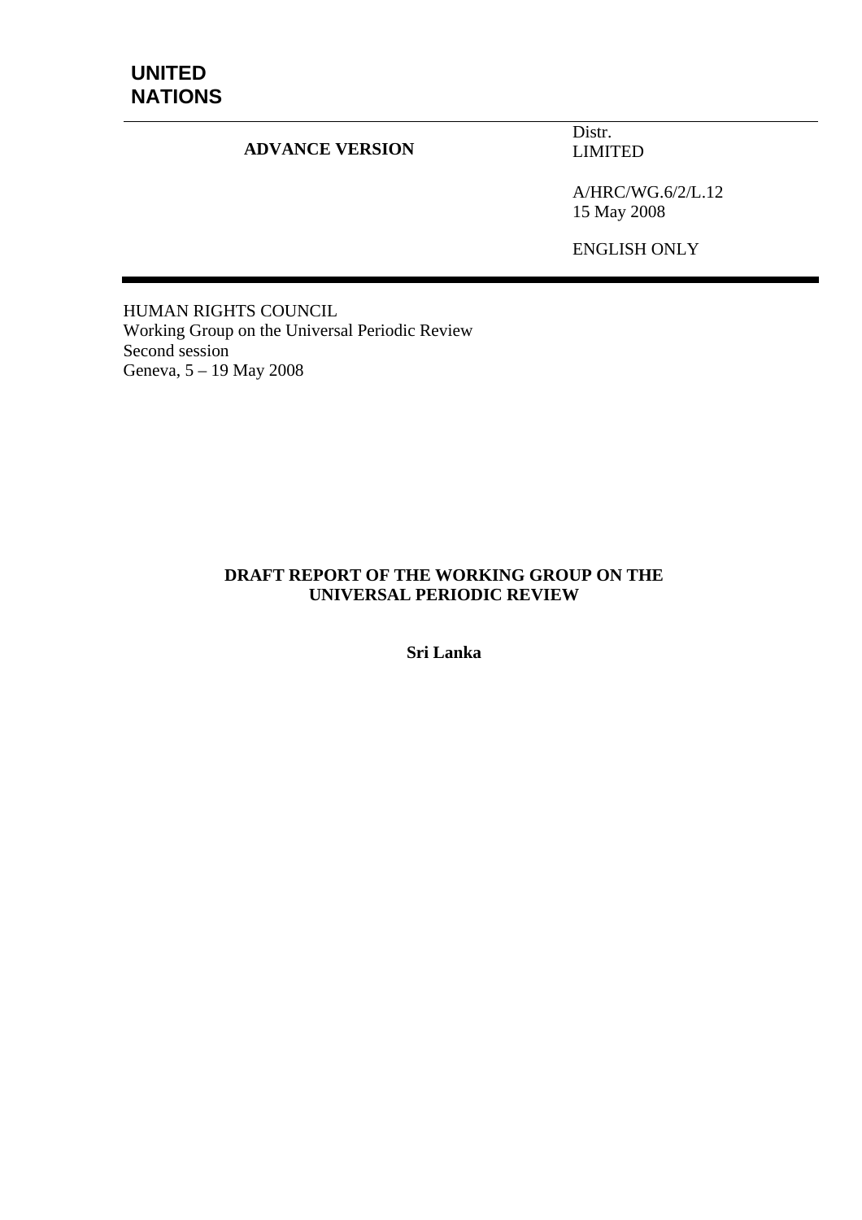**UNITED NATIONS**

**ADVANCE VERSION**

Distr.
LIMITED

A/HRC/WG.6/2/L.12
15 May 2008

ENGLISH ONLY

HUMAN RIGHTS COUNCIL
Working Group on the Universal Periodic Review
Second session
Geneva, 5 – 19 May 2008

# DRAFT REPORT OF THE WORKING GROUP ON THE UNIVERSAL PERIODIC REVIEW

## Sri Lanka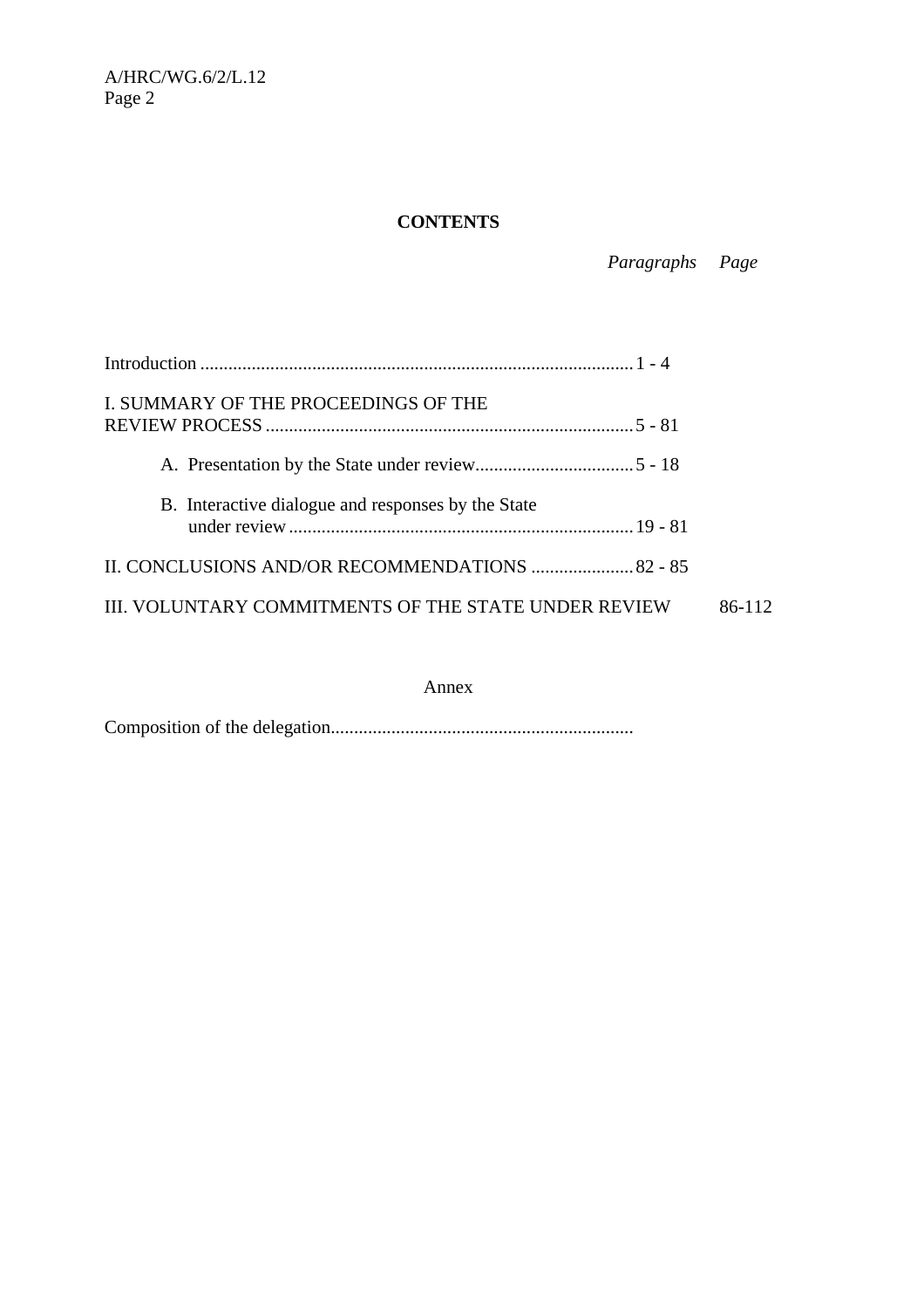**CONTENTS**

| | *Paragraphs* | *Page* |
|---|---|---|
| Introduction | 1 - 4 | |
| I. SUMMARY OF THE PROCEEDINGS OF THE REVIEW PROCESS | 5 - 81 | |
| A. Presentation by the State under review | 5 - 18 | |
| B. Interactive dialogue and responses by the State under review | 19 - 81 | |
| II. CONCLUSIONS AND/OR RECOMMENDATIONS | 82 - 85 | |
| III. VOLUNTARY COMMITMENTS OF THE STATE UNDER REVIEW | | 86-112 |

Annex

Composition of the delegation.................................................................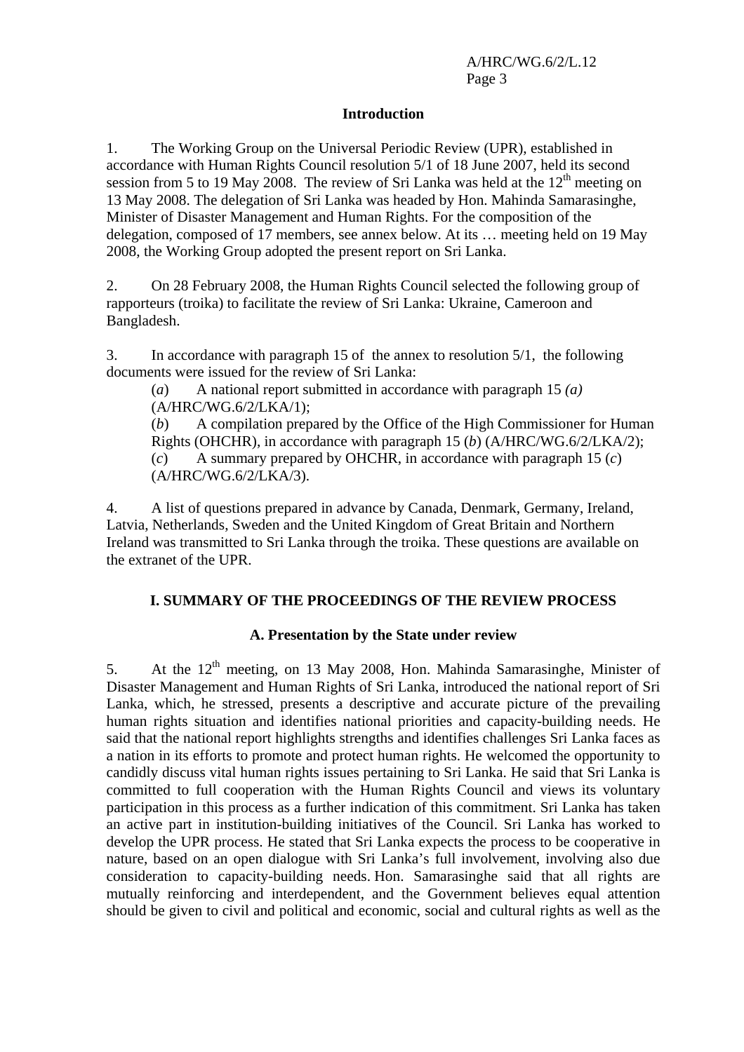## Introduction

1. The Working Group on the Universal Periodic Review (UPR), established in accordance with Human Rights Council resolution 5/1 of 18 June 2007, held its second session from 5 to 19 May 2008. The review of Sri Lanka was held at the 12th meeting on 13 May 2008. The delegation of Sri Lanka was headed by Hon. Mahinda Samarasinghe, Minister of Disaster Management and Human Rights. For the composition of the delegation, composed of 17 members, see annex below. At its … meeting held on 19 May 2008, the Working Group adopted the present report on Sri Lanka.

2. On 28 February 2008, the Human Rights Council selected the following group of rapporteurs (troika) to facilitate the review of Sri Lanka: Ukraine, Cameroon and Bangladesh.

3. In accordance with paragraph 15 of the annex to resolution 5/1, the following documents were issued for the review of Sri Lanka:

(*a*) A national report submitted in accordance with paragraph 15 *(a)* (A/HRC/WG.6/2/LKA/1);

(*b*) A compilation prepared by the Office of the High Commissioner for Human Rights (OHCHR), in accordance with paragraph 15 (*b*) (A/HRC/WG.6/2/LKA/2);

(*c*) A summary prepared by OHCHR, in accordance with paragraph 15 (*c*) (A/HRC/WG.6/2/LKA/3).

4. A list of questions prepared in advance by Canada, Denmark, Germany, Ireland, Latvia, Netherlands, Sweden and the United Kingdom of Great Britain and Northern Ireland was transmitted to Sri Lanka through the troika. These questions are available on the extranet of the UPR.

## I. SUMMARY OF THE PROCEEDINGS OF THE REVIEW PROCESS

### A. Presentation by the State under review

5. At the 12th meeting, on 13 May 2008, Hon. Mahinda Samarasinghe, Minister of Disaster Management and Human Rights of Sri Lanka, introduced the national report of Sri Lanka, which, he stressed, presents a descriptive and accurate picture of the prevailing human rights situation and identifies national priorities and capacity-building needs. He said that the national report highlights strengths and identifies challenges Sri Lanka faces as a nation in its efforts to promote and protect human rights. He welcomed the opportunity to candidly discuss vital human rights issues pertaining to Sri Lanka. He said that Sri Lanka is committed to full cooperation with the Human Rights Council and views its voluntary participation in this process as a further indication of this commitment. Sri Lanka has taken an active part in institution-building initiatives of the Council. Sri Lanka has worked to develop the UPR process. He stated that Sri Lanka expects the process to be cooperative in nature, based on an open dialogue with Sri Lanka's full involvement, involving also due consideration to capacity-building needs. Hon. Samarasinghe said that all rights are mutually reinforcing and interdependent, and the Government believes equal attention should be given to civil and political and economic, social and cultural rights as well as the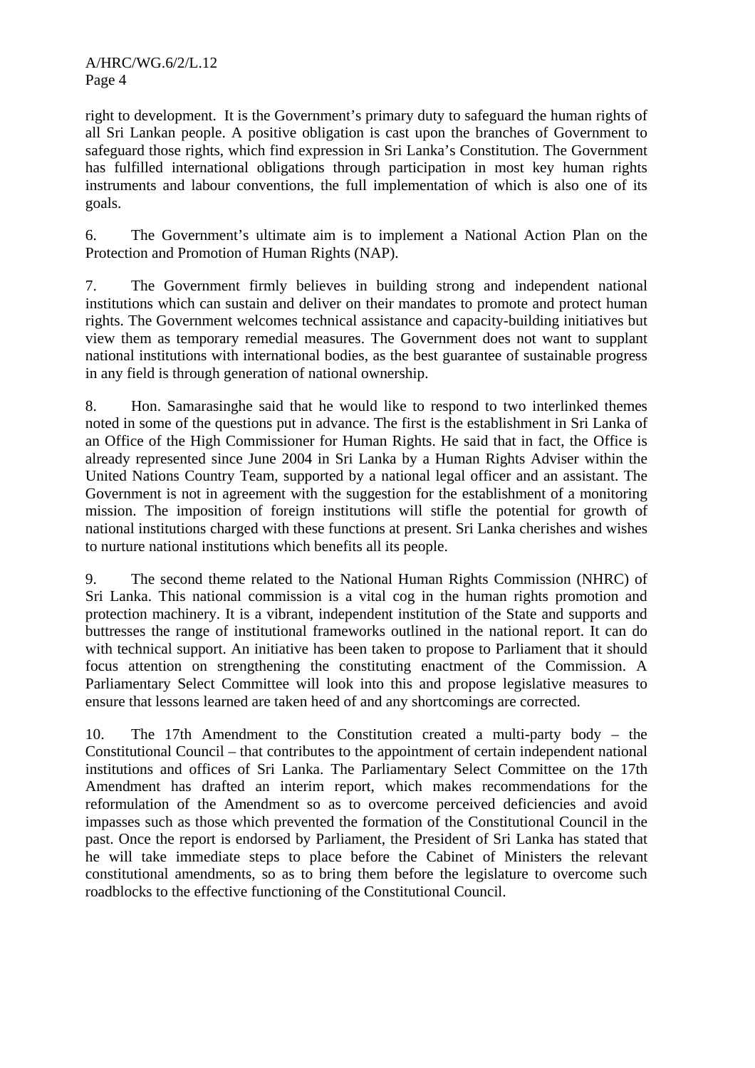right to development. It is the Government's primary duty to safeguard the human rights of all Sri Lankan people. A positive obligation is cast upon the branches of Government to safeguard those rights, which find expression in Sri Lanka's Constitution. The Government has fulfilled international obligations through participation in most key human rights instruments and labour conventions, the full implementation of which is also one of its goals.

6. The Government's ultimate aim is to implement a National Action Plan on the Protection and Promotion of Human Rights (NAP).

7. The Government firmly believes in building strong and independent national institutions which can sustain and deliver on their mandates to promote and protect human rights. The Government welcomes technical assistance and capacity-building initiatives but view them as temporary remedial measures. The Government does not want to supplant national institutions with international bodies, as the best guarantee of sustainable progress in any field is through generation of national ownership.

8. Hon. Samarasinghe said that he would like to respond to two interlinked themes noted in some of the questions put in advance. The first is the establishment in Sri Lanka of an Office of the High Commissioner for Human Rights. He said that in fact, the Office is already represented since June 2004 in Sri Lanka by a Human Rights Adviser within the United Nations Country Team, supported by a national legal officer and an assistant. The Government is not in agreement with the suggestion for the establishment of a monitoring mission. The imposition of foreign institutions will stifle the potential for growth of national institutions charged with these functions at present. Sri Lanka cherishes and wishes to nurture national institutions which benefits all its people.

9. The second theme related to the National Human Rights Commission (NHRC) of Sri Lanka. This national commission is a vital cog in the human rights promotion and protection machinery. It is a vibrant, independent institution of the State and supports and buttresses the range of institutional frameworks outlined in the national report. It can do with technical support. An initiative has been taken to propose to Parliament that it should focus attention on strengthening the constituting enactment of the Commission. A Parliamentary Select Committee will look into this and propose legislative measures to ensure that lessons learned are taken heed of and any shortcomings are corrected.

10. The 17th Amendment to the Constitution created a multi-party body – the Constitutional Council – that contributes to the appointment of certain independent national institutions and offices of Sri Lanka. The Parliamentary Select Committee on the 17th Amendment has drafted an interim report, which makes recommendations for the reformulation of the Amendment so as to overcome perceived deficiencies and avoid impasses such as those which prevented the formation of the Constitutional Council in the past. Once the report is endorsed by Parliament, the President of Sri Lanka has stated that he will take immediate steps to place before the Cabinet of Ministers the relevant constitutional amendments, so as to bring them before the legislature to overcome such roadblocks to the effective functioning of the Constitutional Council.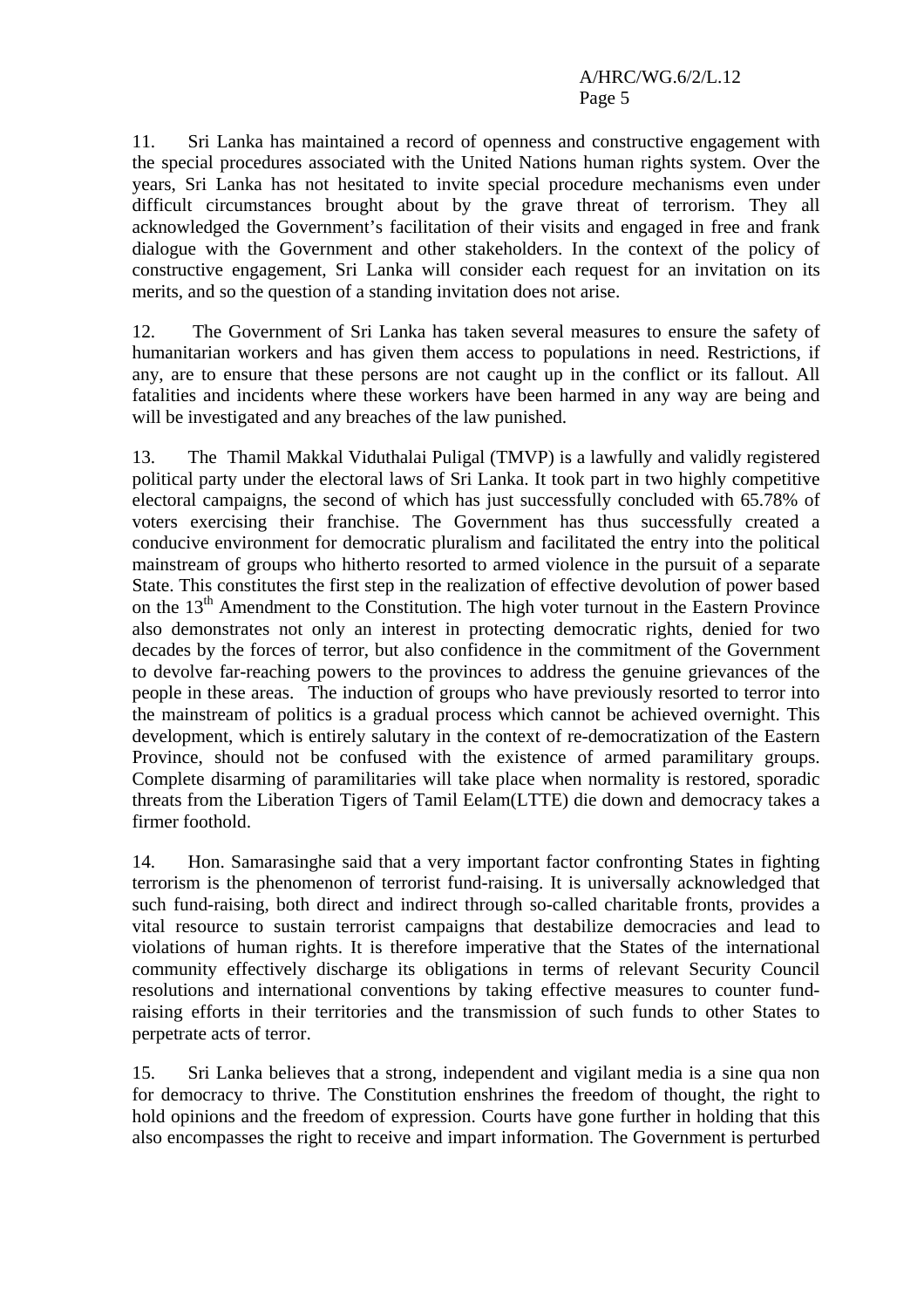11. Sri Lanka has maintained a record of openness and constructive engagement with the special procedures associated with the United Nations human rights system. Over the years, Sri Lanka has not hesitated to invite special procedure mechanisms even under difficult circumstances brought about by the grave threat of terrorism. They all acknowledged the Government's facilitation of their visits and engaged in free and frank dialogue with the Government and other stakeholders. In the context of the policy of constructive engagement, Sri Lanka will consider each request for an invitation on its merits, and so the question of a standing invitation does not arise.

12. The Government of Sri Lanka has taken several measures to ensure the safety of humanitarian workers and has given them access to populations in need. Restrictions, if any, are to ensure that these persons are not caught up in the conflict or its fallout. All fatalities and incidents where these workers have been harmed in any way are being and will be investigated and any breaches of the law punished.

13. The Thamil Makkal Viduthalai Puligal (TMVP) is a lawfully and validly registered political party under the electoral laws of Sri Lanka. It took part in two highly competitive electoral campaigns, the second of which has just successfully concluded with 65.78% of voters exercising their franchise. The Government has thus successfully created a conducive environment for democratic pluralism and facilitated the entry into the political mainstream of groups who hitherto resorted to armed violence in the pursuit of a separate State. This constitutes the first step in the realization of effective devolution of power based on the 13th Amendment to the Constitution. The high voter turnout in the Eastern Province also demonstrates not only an interest in protecting democratic rights, denied for two decades by the forces of terror, but also confidence in the commitment of the Government to devolve far-reaching powers to the provinces to address the genuine grievances of the people in these areas. The induction of groups who have previously resorted to terror into the mainstream of politics is a gradual process which cannot be achieved overnight. This development, which is entirely salutary in the context of re-democratization of the Eastern Province, should not be confused with the existence of armed paramilitary groups. Complete disarming of paramilitaries will take place when normality is restored, sporadic threats from the Liberation Tigers of Tamil Eelam(LTTE) die down and democracy takes a firmer foothold.

14. Hon. Samarasinghe said that a very important factor confronting States in fighting terrorism is the phenomenon of terrorist fund-raising. It is universally acknowledged that such fund-raising, both direct and indirect through so-called charitable fronts, provides a vital resource to sustain terrorist campaigns that destabilize democracies and lead to violations of human rights. It is therefore imperative that the States of the international community effectively discharge its obligations in terms of relevant Security Council resolutions and international conventions by taking effective measures to counter fund-raising efforts in their territories and the transmission of such funds to other States to perpetrate acts of terror.

15. Sri Lanka believes that a strong, independent and vigilant media is a sine qua non for democracy to thrive. The Constitution enshrines the freedom of thought, the right to hold opinions and the freedom of expression. Courts have gone further in holding that this also encompasses the right to receive and impart information. The Government is perturbed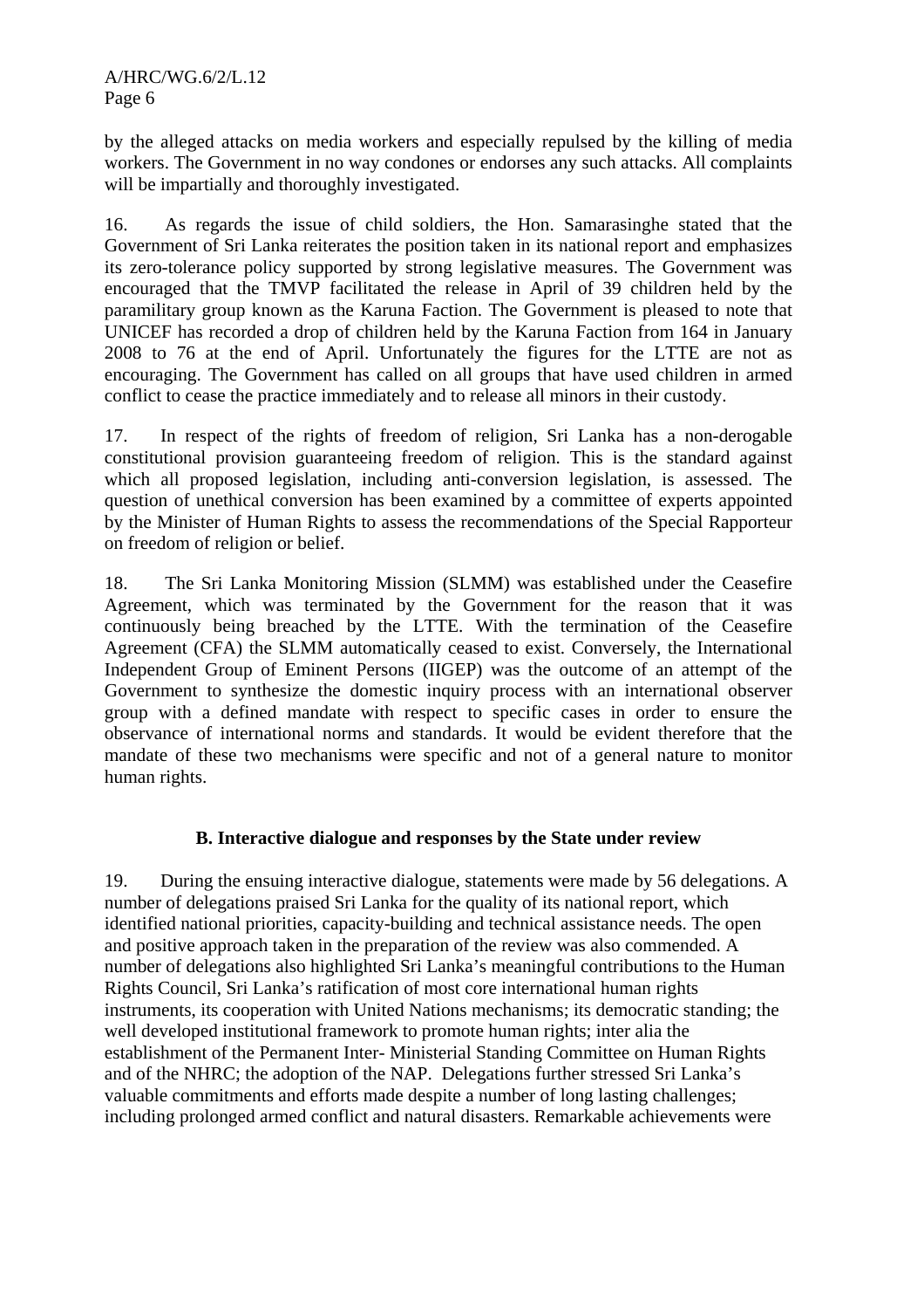by the alleged attacks on media workers and especially repulsed by the killing of media workers. The Government in no way condones or endorses any such attacks. All complaints will be impartially and thoroughly investigated.

16. As regards the issue of child soldiers, the Hon. Samarasinghe stated that the Government of Sri Lanka reiterates the position taken in its national report and emphasizes its zero-tolerance policy supported by strong legislative measures. The Government was encouraged that the TMVP facilitated the release in April of 39 children held by the paramilitary group known as the Karuna Faction. The Government is pleased to note that UNICEF has recorded a drop of children held by the Karuna Faction from 164 in January 2008 to 76 at the end of April. Unfortunately the figures for the LTTE are not as encouraging. The Government has called on all groups that have used children in armed conflict to cease the practice immediately and to release all minors in their custody.

17. In respect of the rights of freedom of religion, Sri Lanka has a non-derogable constitutional provision guaranteeing freedom of religion. This is the standard against which all proposed legislation, including anti-conversion legislation, is assessed. The question of unethical conversion has been examined by a committee of experts appointed by the Minister of Human Rights to assess the recommendations of the Special Rapporteur on freedom of religion or belief.

18. The Sri Lanka Monitoring Mission (SLMM) was established under the Ceasefire Agreement, which was terminated by the Government for the reason that it was continuously being breached by the LTTE. With the termination of the Ceasefire Agreement (CFA) the SLMM automatically ceased to exist. Conversely, the International Independent Group of Eminent Persons (IIGEP) was the outcome of an attempt of the Government to synthesize the domestic inquiry process with an international observer group with a defined mandate with respect to specific cases in order to ensure the observance of international norms and standards. It would be evident therefore that the mandate of these two mechanisms were specific and not of a general nature to monitor human rights.

### B. Interactive dialogue and responses by the State under review

19. During the ensuing interactive dialogue, statements were made by 56 delegations. A number of delegations praised Sri Lanka for the quality of its national report, which identified national priorities, capacity-building and technical assistance needs. The open and positive approach taken in the preparation of the review was also commended. A number of delegations also highlighted Sri Lanka's meaningful contributions to the Human Rights Council, Sri Lanka's ratification of most core international human rights instruments, its cooperation with United Nations mechanisms; its democratic standing; the well developed institutional framework to promote human rights; inter alia the establishment of the Permanent Inter- Ministerial Standing Committee on Human Rights and of the NHRC; the adoption of the NAP. Delegations further stressed Sri Lanka's valuable commitments and efforts made despite a number of long lasting challenges; including prolonged armed conflict and natural disasters. Remarkable achievements were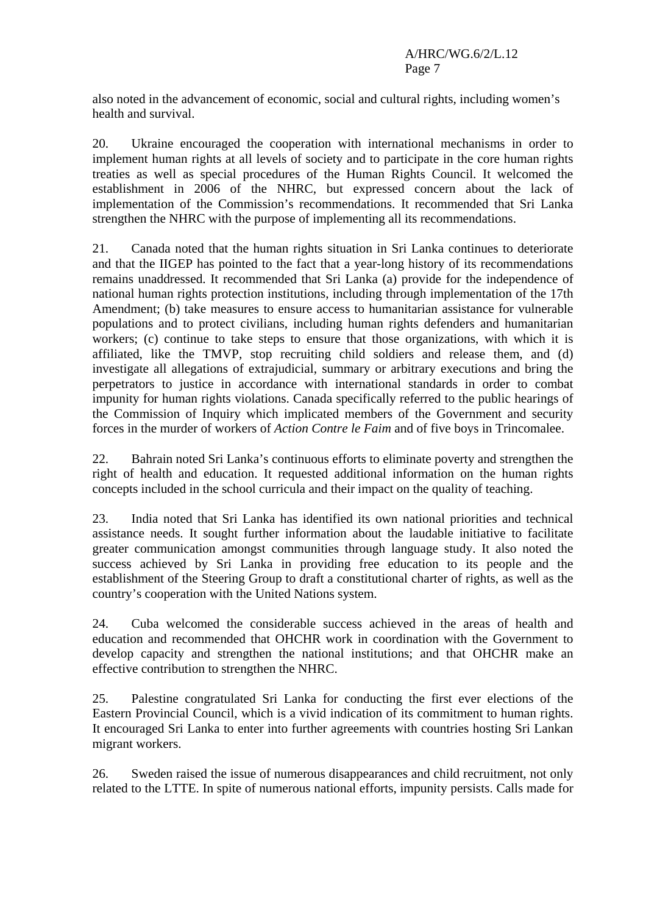also noted in the advancement of economic, social and cultural rights, including women's health and survival.

20. Ukraine encouraged the cooperation with international mechanisms in order to implement human rights at all levels of society and to participate in the core human rights treaties as well as special procedures of the Human Rights Council. It welcomed the establishment in 2006 of the NHRC, but expressed concern about the lack of implementation of the Commission's recommendations. It recommended that Sri Lanka strengthen the NHRC with the purpose of implementing all its recommendations.

21. Canada noted that the human rights situation in Sri Lanka continues to deteriorate and that the IIGEP has pointed to the fact that a year-long history of its recommendations remains unaddressed. It recommended that Sri Lanka (a) provide for the independence of national human rights protection institutions, including through implementation of the 17th Amendment; (b) take measures to ensure access to humanitarian assistance for vulnerable populations and to protect civilians, including human rights defenders and humanitarian workers; (c) continue to take steps to ensure that those organizations, with which it is affiliated, like the TMVP, stop recruiting child soldiers and release them, and (d) investigate all allegations of extrajudicial, summary or arbitrary executions and bring the perpetrators to justice in accordance with international standards in order to combat impunity for human rights violations. Canada specifically referred to the public hearings of the Commission of Inquiry which implicated members of the Government and security forces in the murder of workers of *Action Contre le Faim* and of five boys in Trincomalee.

22. Bahrain noted Sri Lanka's continuous efforts to eliminate poverty and strengthen the right of health and education. It requested additional information on the human rights concepts included in the school curricula and their impact on the quality of teaching.

23. India noted that Sri Lanka has identified its own national priorities and technical assistance needs. It sought further information about the laudable initiative to facilitate greater communication amongst communities through language study. It also noted the success achieved by Sri Lanka in providing free education to its people and the establishment of the Steering Group to draft a constitutional charter of rights, as well as the country's cooperation with the United Nations system.

24. Cuba welcomed the considerable success achieved in the areas of health and education and recommended that OHCHR work in coordination with the Government to develop capacity and strengthen the national institutions; and that OHCHR make an effective contribution to strengthen the NHRC.

25. Palestine congratulated Sri Lanka for conducting the first ever elections of the Eastern Provincial Council, which is a vivid indication of its commitment to human rights. It encouraged Sri Lanka to enter into further agreements with countries hosting Sri Lankan migrant workers.

26. Sweden raised the issue of numerous disappearances and child recruitment, not only related to the LTTE. In spite of numerous national efforts, impunity persists. Calls made for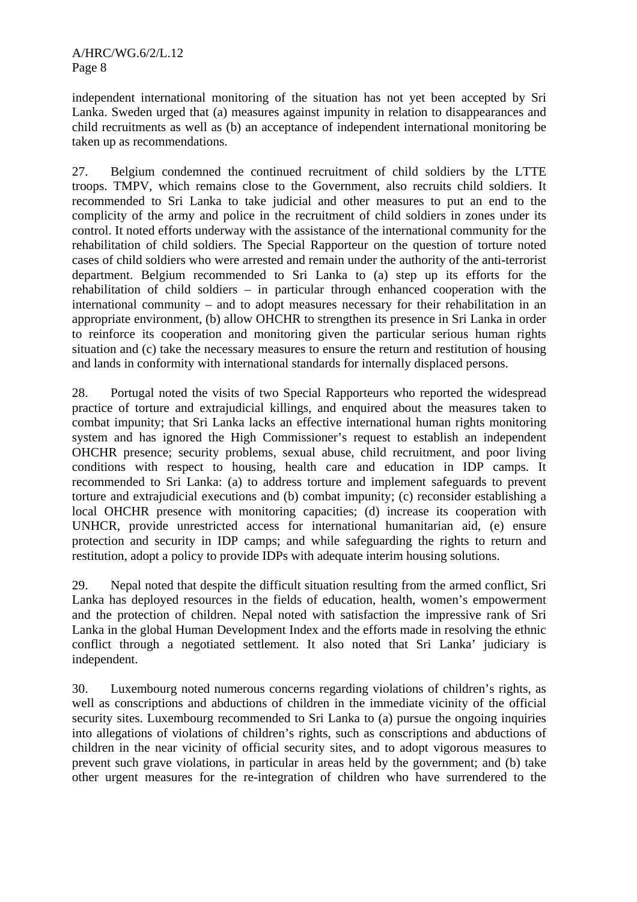independent international monitoring of the situation has not yet been accepted by Sri Lanka. Sweden urged that (a) measures against impunity in relation to disappearances and child recruitments as well as (b) an acceptance of independent international monitoring be taken up as recommendations.

27. Belgium condemned the continued recruitment of child soldiers by the LTTE troops. TMPV, which remains close to the Government, also recruits child soldiers. It recommended to Sri Lanka to take judicial and other measures to put an end to the complicity of the army and police in the recruitment of child soldiers in zones under its control. It noted efforts underway with the assistance of the international community for the rehabilitation of child soldiers. The Special Rapporteur on the question of torture noted cases of child soldiers who were arrested and remain under the authority of the anti-terrorist department. Belgium recommended to Sri Lanka to (a) step up its efforts for the rehabilitation of child soldiers – in particular through enhanced cooperation with the international community – and to adopt measures necessary for their rehabilitation in an appropriate environment, (b) allow OHCHR to strengthen its presence in Sri Lanka in order to reinforce its cooperation and monitoring given the particular serious human rights situation and (c) take the necessary measures to ensure the return and restitution of housing and lands in conformity with international standards for internally displaced persons.

28. Portugal noted the visits of two Special Rapporteurs who reported the widespread practice of torture and extrajudicial killings, and enquired about the measures taken to combat impunity; that Sri Lanka lacks an effective international human rights monitoring system and has ignored the High Commissioner's request to establish an independent OHCHR presence; security problems, sexual abuse, child recruitment, and poor living conditions with respect to housing, health care and education in IDP camps. It recommended to Sri Lanka: (a) to address torture and implement safeguards to prevent torture and extrajudicial executions and (b) combat impunity; (c) reconsider establishing a local OHCHR presence with monitoring capacities; (d) increase its cooperation with UNHCR, provide unrestricted access for international humanitarian aid, (e) ensure protection and security in IDP camps; and while safeguarding the rights to return and restitution, adopt a policy to provide IDPs with adequate interim housing solutions.

29. Nepal noted that despite the difficult situation resulting from the armed conflict, Sri Lanka has deployed resources in the fields of education, health, women's empowerment and the protection of children. Nepal noted with satisfaction the impressive rank of Sri Lanka in the global Human Development Index and the efforts made in resolving the ethnic conflict through a negotiated settlement. It also noted that Sri Lanka' judiciary is independent.

30. Luxembourg noted numerous concerns regarding violations of children's rights, as well as conscriptions and abductions of children in the immediate vicinity of the official security sites. Luxembourg recommended to Sri Lanka to (a) pursue the ongoing inquiries into allegations of violations of children's rights, such as conscriptions and abductions of children in the near vicinity of official security sites, and to adopt vigorous measures to prevent such grave violations, in particular in areas held by the government; and (b) take other urgent measures for the re-integration of children who have surrendered to the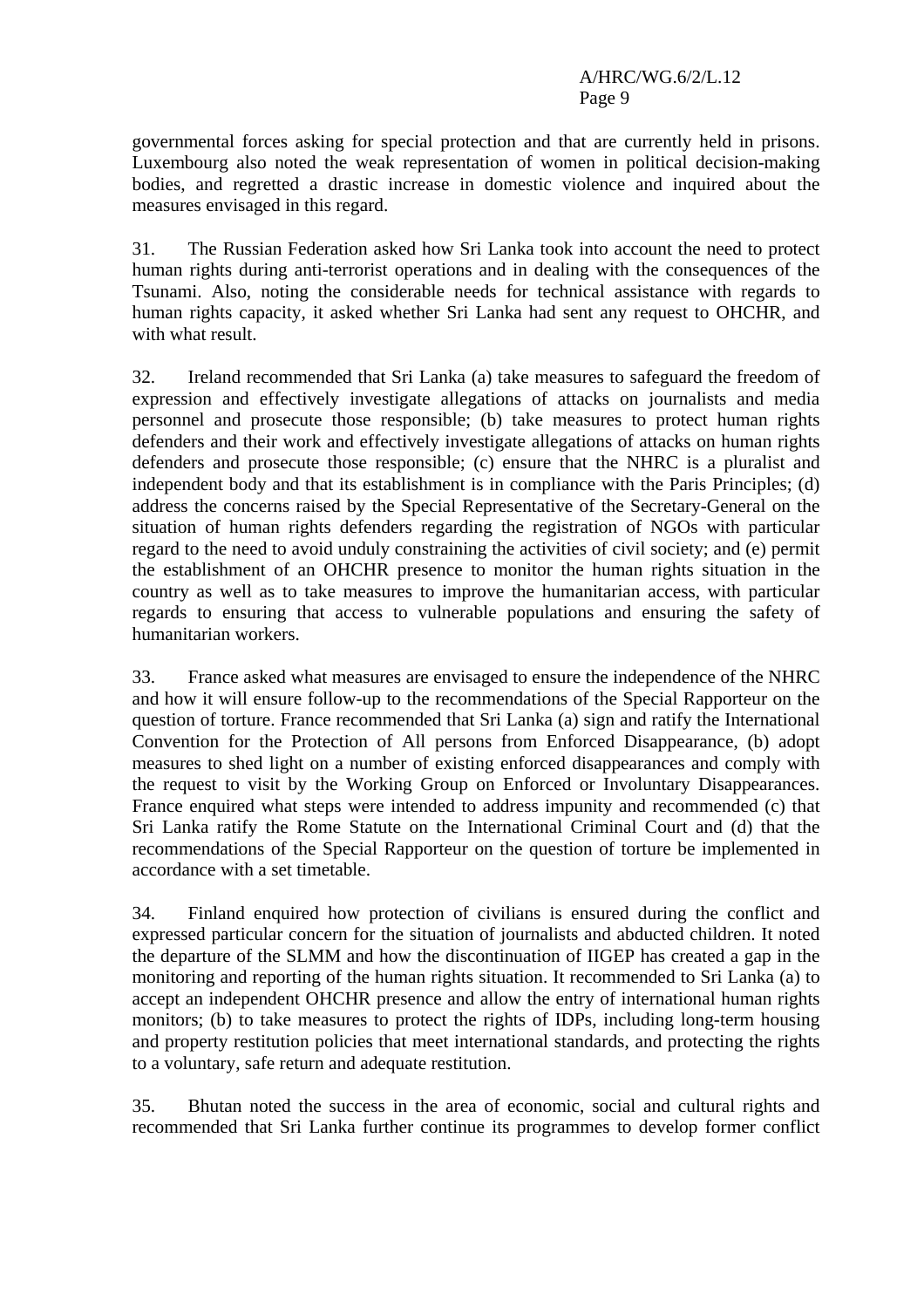governmental forces asking for special protection and that are currently held in prisons. Luxembourg also noted the weak representation of women in political decision-making bodies, and regretted a drastic increase in domestic violence and inquired about the measures envisaged in this regard.

31. The Russian Federation asked how Sri Lanka took into account the need to protect human rights during anti-terrorist operations and in dealing with the consequences of the Tsunami. Also, noting the considerable needs for technical assistance with regards to human rights capacity, it asked whether Sri Lanka had sent any request to OHCHR, and with what result.

32. Ireland recommended that Sri Lanka (a) take measures to safeguard the freedom of expression and effectively investigate allegations of attacks on journalists and media personnel and prosecute those responsible; (b) take measures to protect human rights defenders and their work and effectively investigate allegations of attacks on human rights defenders and prosecute those responsible; (c) ensure that the NHRC is a pluralist and independent body and that its establishment is in compliance with the Paris Principles; (d) address the concerns raised by the Special Representative of the Secretary-General on the situation of human rights defenders regarding the registration of NGOs with particular regard to the need to avoid unduly constraining the activities of civil society; and (e) permit the establishment of an OHCHR presence to monitor the human rights situation in the country as well as to take measures to improve the humanitarian access, with particular regards to ensuring that access to vulnerable populations and ensuring the safety of humanitarian workers.

33. France asked what measures are envisaged to ensure the independence of the NHRC and how it will ensure follow-up to the recommendations of the Special Rapporteur on the question of torture. France recommended that Sri Lanka (a) sign and ratify the International Convention for the Protection of All persons from Enforced Disappearance, (b) adopt measures to shed light on a number of existing enforced disappearances and comply with the request to visit by the Working Group on Enforced or Involuntary Disappearances. France enquired what steps were intended to address impunity and recommended (c) that Sri Lanka ratify the Rome Statute on the International Criminal Court and (d) that the recommendations of the Special Rapporteur on the question of torture be implemented in accordance with a set timetable.

34. Finland enquired how protection of civilians is ensured during the conflict and expressed particular concern for the situation of journalists and abducted children. It noted the departure of the SLMM and how the discontinuation of IIGEP has created a gap in the monitoring and reporting of the human rights situation. It recommended to Sri Lanka (a) to accept an independent OHCHR presence and allow the entry of international human rights monitors; (b) to take measures to protect the rights of IDPs, including long-term housing and property restitution policies that meet international standards, and protecting the rights to a voluntary, safe return and adequate restitution.

35. Bhutan noted the success in the area of economic, social and cultural rights and recommended that Sri Lanka further continue its programmes to develop former conflict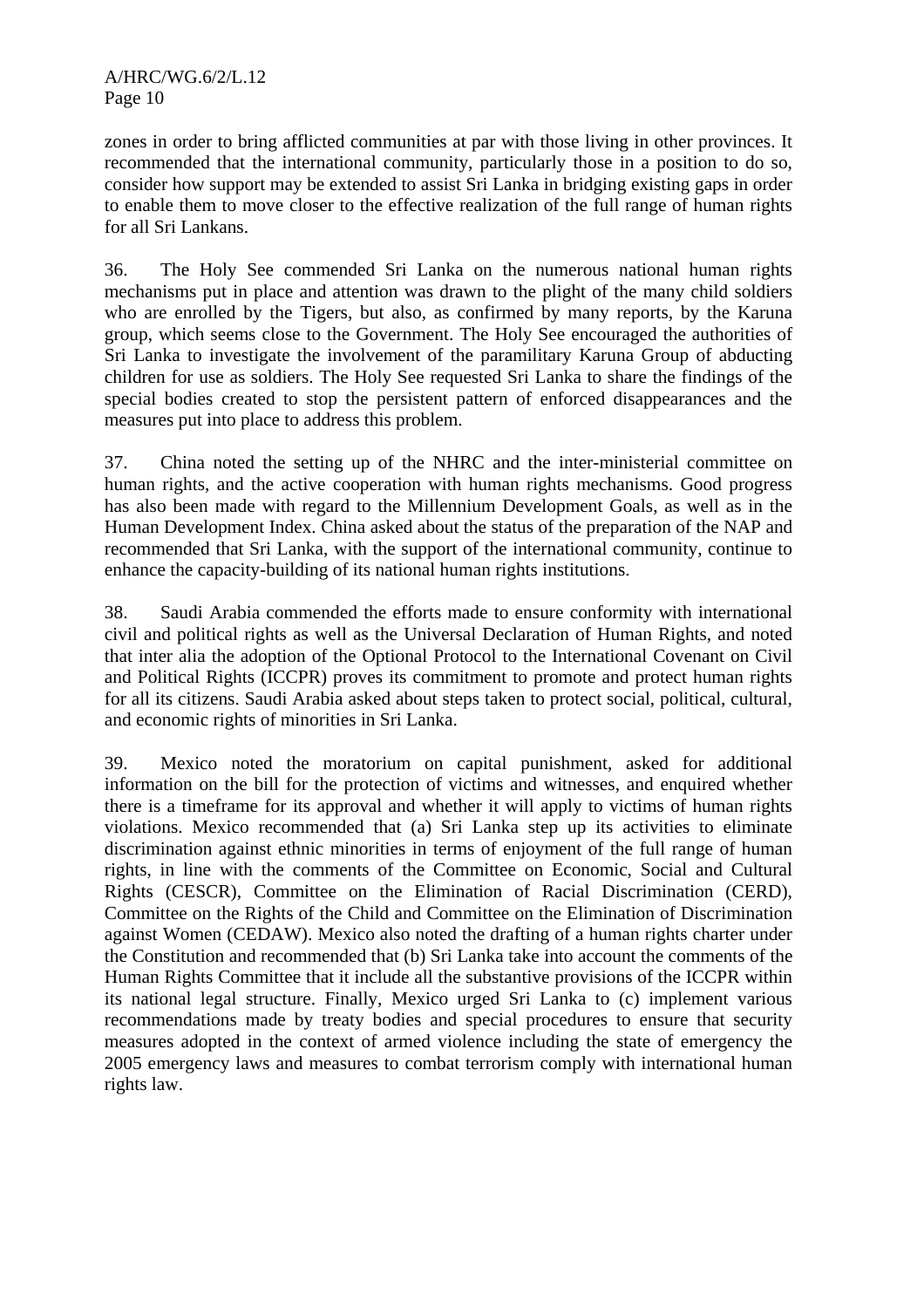zones in order to bring afflicted communities at par with those living in other provinces. It recommended that the international community, particularly those in a position to do so, consider how support may be extended to assist Sri Lanka in bridging existing gaps in order to enable them to move closer to the effective realization of the full range of human rights for all Sri Lankans.

36. The Holy See commended Sri Lanka on the numerous national human rights mechanisms put in place and attention was drawn to the plight of the many child soldiers who are enrolled by the Tigers, but also, as confirmed by many reports, by the Karuna group, which seems close to the Government. The Holy See encouraged the authorities of Sri Lanka to investigate the involvement of the paramilitary Karuna Group of abducting children for use as soldiers. The Holy See requested Sri Lanka to share the findings of the special bodies created to stop the persistent pattern of enforced disappearances and the measures put into place to address this problem.

37. China noted the setting up of the NHRC and the inter-ministerial committee on human rights, and the active cooperation with human rights mechanisms. Good progress has also been made with regard to the Millennium Development Goals, as well as in the Human Development Index. China asked about the status of the preparation of the NAP and recommended that Sri Lanka, with the support of the international community, continue to enhance the capacity-building of its national human rights institutions.

38. Saudi Arabia commended the efforts made to ensure conformity with international civil and political rights as well as the Universal Declaration of Human Rights, and noted that inter alia the adoption of the Optional Protocol to the International Covenant on Civil and Political Rights (ICCPR) proves its commitment to promote and protect human rights for all its citizens. Saudi Arabia asked about steps taken to protect social, political, cultural, and economic rights of minorities in Sri Lanka.

39. Mexico noted the moratorium on capital punishment, asked for additional information on the bill for the protection of victims and witnesses, and enquired whether there is a timeframe for its approval and whether it will apply to victims of human rights violations. Mexico recommended that (a) Sri Lanka step up its activities to eliminate discrimination against ethnic minorities in terms of enjoyment of the full range of human rights, in line with the comments of the Committee on Economic, Social and Cultural Rights (CESCR), Committee on the Elimination of Racial Discrimination (CERD), Committee on the Rights of the Child and Committee on the Elimination of Discrimination against Women (CEDAW). Mexico also noted the drafting of a human rights charter under the Constitution and recommended that (b) Sri Lanka take into account the comments of the Human Rights Committee that it include all the substantive provisions of the ICCPR within its national legal structure. Finally, Mexico urged Sri Lanka to (c) implement various recommendations made by treaty bodies and special procedures to ensure that security measures adopted in the context of armed violence including the state of emergency the 2005 emergency laws and measures to combat terrorism comply with international human rights law.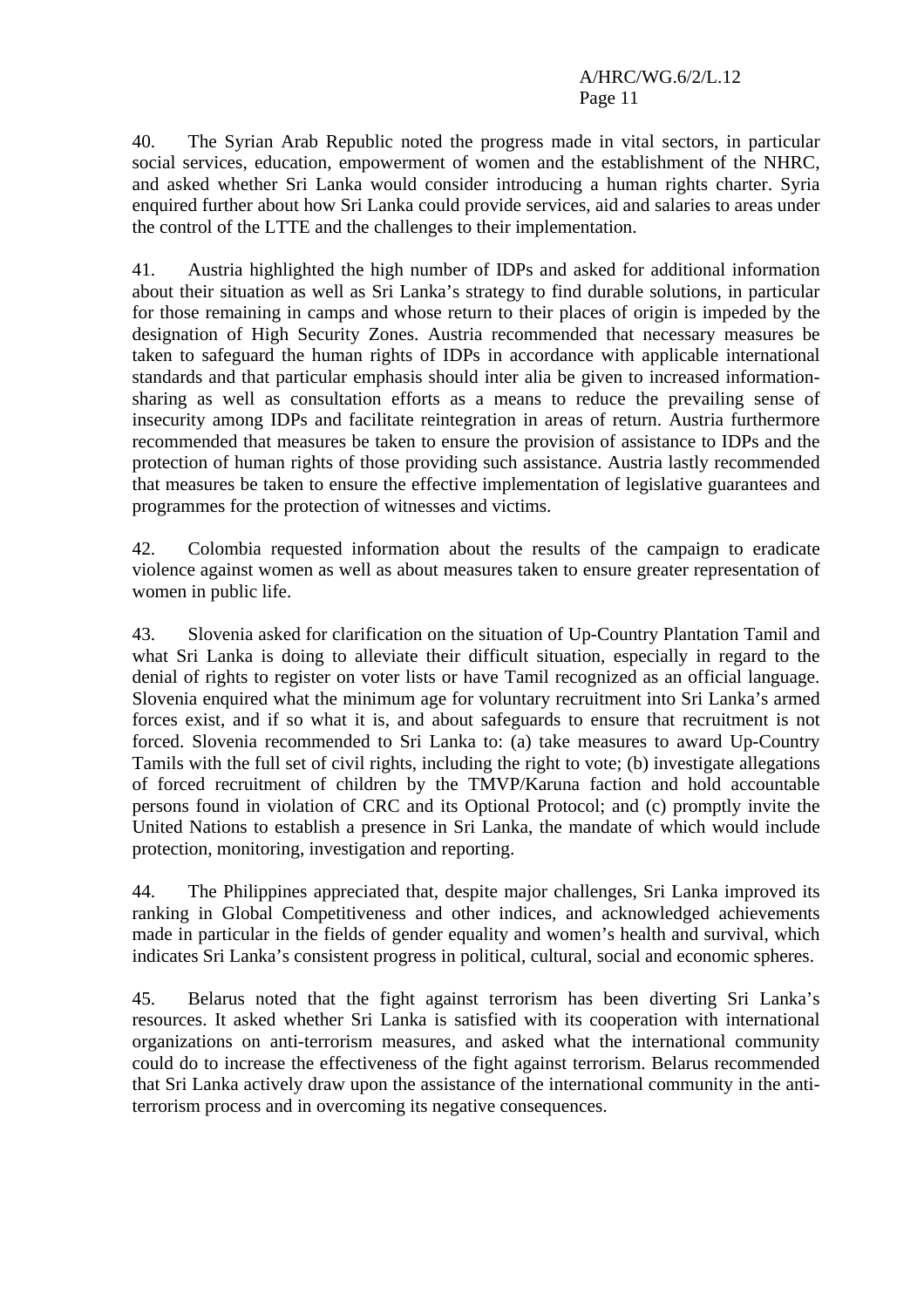40. The Syrian Arab Republic noted the progress made in vital sectors, in particular social services, education, empowerment of women and the establishment of the NHRC, and asked whether Sri Lanka would consider introducing a human rights charter. Syria enquired further about how Sri Lanka could provide services, aid and salaries to areas under the control of the LTTE and the challenges to their implementation.

41. Austria highlighted the high number of IDPs and asked for additional information about their situation as well as Sri Lanka's strategy to find durable solutions, in particular for those remaining in camps and whose return to their places of origin is impeded by the designation of High Security Zones. Austria recommended that necessary measures be taken to safeguard the human rights of IDPs in accordance with applicable international standards and that particular emphasis should inter alia be given to increased information-sharing as well as consultation efforts as a means to reduce the prevailing sense of insecurity among IDPs and facilitate reintegration in areas of return. Austria furthermore recommended that measures be taken to ensure the provision of assistance to IDPs and the protection of human rights of those providing such assistance. Austria lastly recommended that measures be taken to ensure the effective implementation of legislative guarantees and programmes for the protection of witnesses and victims.

42. Colombia requested information about the results of the campaign to eradicate violence against women as well as about measures taken to ensure greater representation of women in public life.

43. Slovenia asked for clarification on the situation of Up-Country Plantation Tamil and what Sri Lanka is doing to alleviate their difficult situation, especially in regard to the denial of rights to register on voter lists or have Tamil recognized as an official language. Slovenia enquired what the minimum age for voluntary recruitment into Sri Lanka's armed forces exist, and if so what it is, and about safeguards to ensure that recruitment is not forced. Slovenia recommended to Sri Lanka to: (a) take measures to award Up-Country Tamils with the full set of civil rights, including the right to vote; (b) investigate allegations of forced recruitment of children by the TMVP/Karuna faction and hold accountable persons found in violation of CRC and its Optional Protocol; and (c) promptly invite the United Nations to establish a presence in Sri Lanka, the mandate of which would include protection, monitoring, investigation and reporting.

44. The Philippines appreciated that, despite major challenges, Sri Lanka improved its ranking in Global Competitiveness and other indices, and acknowledged achievements made in particular in the fields of gender equality and women's health and survival, which indicates Sri Lanka's consistent progress in political, cultural, social and economic spheres.

45. Belarus noted that the fight against terrorism has been diverting Sri Lanka's resources. It asked whether Sri Lanka is satisfied with its cooperation with international organizations on anti-terrorism measures, and asked what the international community could do to increase the effectiveness of the fight against terrorism. Belarus recommended that Sri Lanka actively draw upon the assistance of the international community in the anti-terrorism process and in overcoming its negative consequences.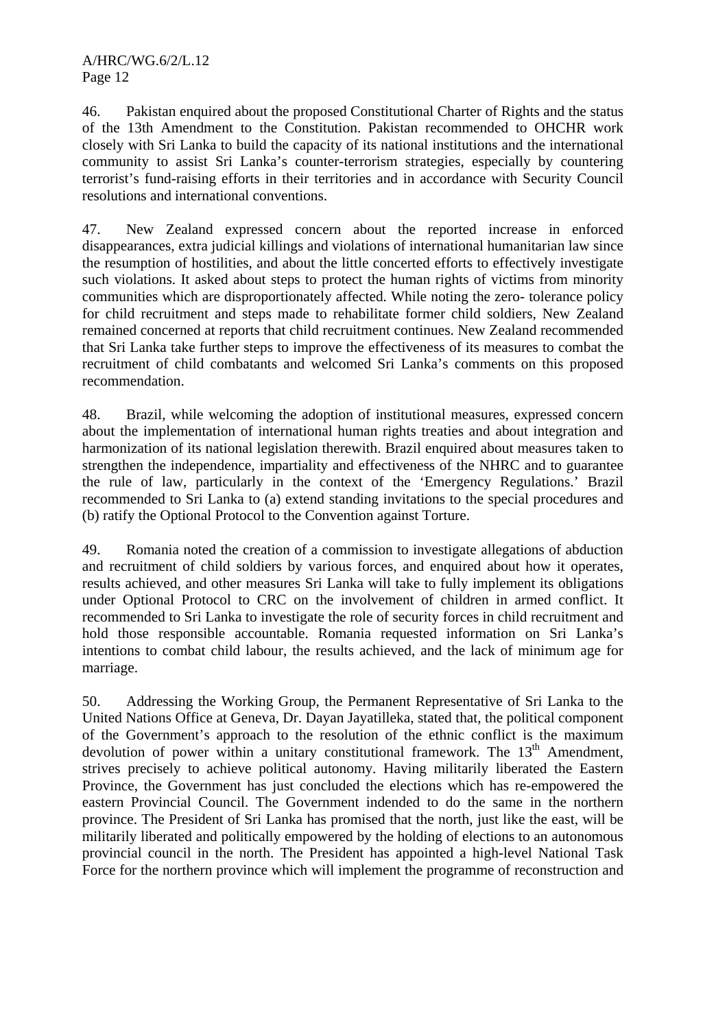46. Pakistan enquired about the proposed Constitutional Charter of Rights and the status of the 13th Amendment to the Constitution. Pakistan recommended to OHCHR work closely with Sri Lanka to build the capacity of its national institutions and the international community to assist Sri Lanka's counter-terrorism strategies, especially by countering terrorist's fund-raising efforts in their territories and in accordance with Security Council resolutions and international conventions.

47. New Zealand expressed concern about the reported increase in enforced disappearances, extra judicial killings and violations of international humanitarian law since the resumption of hostilities, and about the little concerted efforts to effectively investigate such violations. It asked about steps to protect the human rights of victims from minority communities which are disproportionately affected. While noting the zero- tolerance policy for child recruitment and steps made to rehabilitate former child soldiers, New Zealand remained concerned at reports that child recruitment continues. New Zealand recommended that Sri Lanka take further steps to improve the effectiveness of its measures to combat the recruitment of child combatants and welcomed Sri Lanka's comments on this proposed recommendation.

48. Brazil, while welcoming the adoption of institutional measures, expressed concern about the implementation of international human rights treaties and about integration and harmonization of its national legislation therewith. Brazil enquired about measures taken to strengthen the independence, impartiality and effectiveness of the NHRC and to guarantee the rule of law, particularly in the context of the 'Emergency Regulations.' Brazil recommended to Sri Lanka to (a) extend standing invitations to the special procedures and (b) ratify the Optional Protocol to the Convention against Torture.

49. Romania noted the creation of a commission to investigate allegations of abduction and recruitment of child soldiers by various forces, and enquired about how it operates, results achieved, and other measures Sri Lanka will take to fully implement its obligations under Optional Protocol to CRC on the involvement of children in armed conflict. It recommended to Sri Lanka to investigate the role of security forces in child recruitment and hold those responsible accountable. Romania requested information on Sri Lanka's intentions to combat child labour, the results achieved, and the lack of minimum age for marriage.

50. Addressing the Working Group, the Permanent Representative of Sri Lanka to the United Nations Office at Geneva, Dr. Dayan Jayatilleka, stated that, the political component of the Government's approach to the resolution of the ethnic conflict is the maximum devolution of power within a unitary constitutional framework. The 13th Amendment, strives precisely to achieve political autonomy. Having militarily liberated the Eastern Province, the Government has just concluded the elections which has re-empowered the eastern Provincial Council. The Government indended to do the same in the northern province. The President of Sri Lanka has promised that the north, just like the east, will be militarily liberated and politically empowered by the holding of elections to an autonomous provincial council in the north. The President has appointed a high-level National Task Force for the northern province which will implement the programme of reconstruction and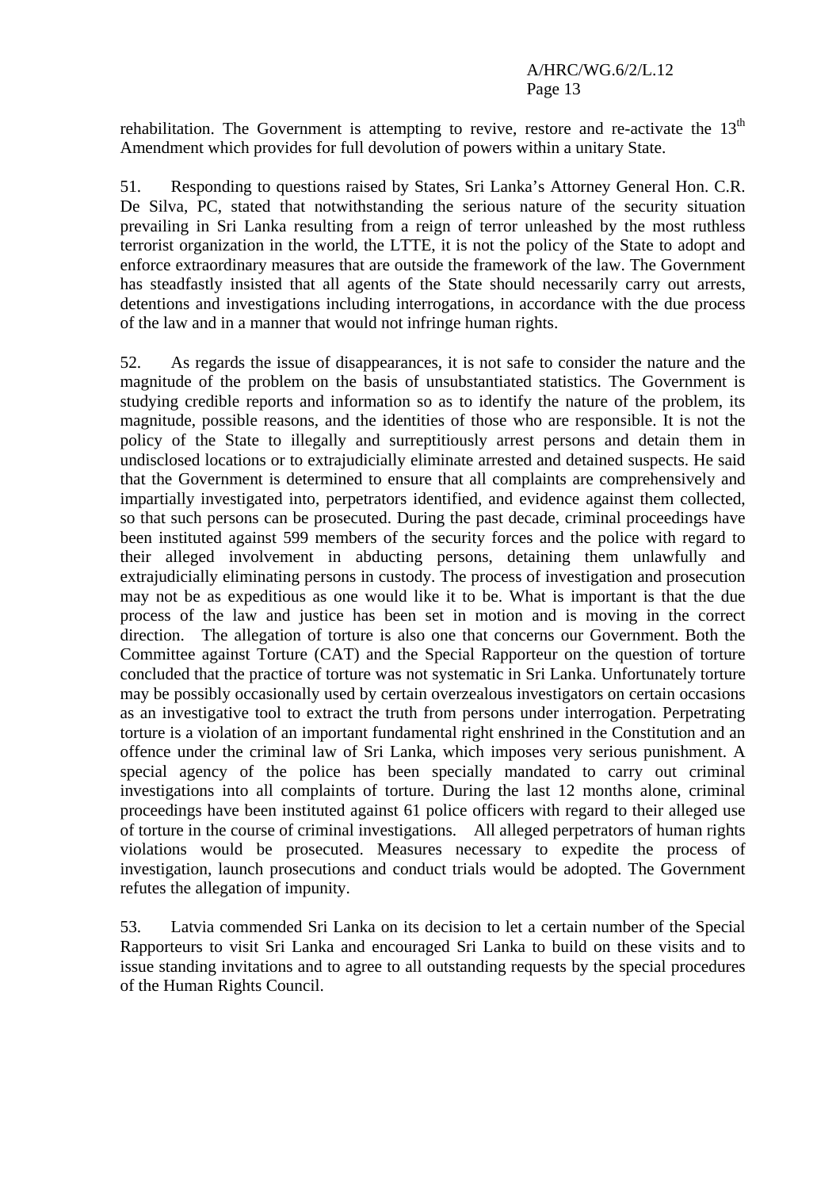rehabilitation. The Government is attempting to revive, restore and re-activate the 13th Amendment which provides for full devolution of powers within a unitary State.

51. Responding to questions raised by States, Sri Lanka's Attorney General Hon. C.R. De Silva, PC, stated that notwithstanding the serious nature of the security situation prevailing in Sri Lanka resulting from a reign of terror unleashed by the most ruthless terrorist organization in the world, the LTTE, it is not the policy of the State to adopt and enforce extraordinary measures that are outside the framework of the law. The Government has steadfastly insisted that all agents of the State should necessarily carry out arrests, detentions and investigations including interrogations, in accordance with the due process of the law and in a manner that would not infringe human rights.

52. As regards the issue of disappearances, it is not safe to consider the nature and the magnitude of the problem on the basis of unsubstantiated statistics. The Government is studying credible reports and information so as to identify the nature of the problem, its magnitude, possible reasons, and the identities of those who are responsible. It is not the policy of the State to illegally and surreptitiously arrest persons and detain them in undisclosed locations or to extrajudicially eliminate arrested and detained suspects. He said that the Government is determined to ensure that all complaints are comprehensively and impartially investigated into, perpetrators identified, and evidence against them collected, so that such persons can be prosecuted. During the past decade, criminal proceedings have been instituted against 599 members of the security forces and the police with regard to their alleged involvement in abducting persons, detaining them unlawfully and extrajudicially eliminating persons in custody. The process of investigation and prosecution may not be as expeditious as one would like it to be. What is important is that the due process of the law and justice has been set in motion and is moving in the correct direction. The allegation of torture is also one that concerns our Government. Both the Committee against Torture (CAT) and the Special Rapporteur on the question of torture concluded that the practice of torture was not systematic in Sri Lanka. Unfortunately torture may be possibly occasionally used by certain overzealous investigators on certain occasions as an investigative tool to extract the truth from persons under interrogation. Perpetrating torture is a violation of an important fundamental right enshrined in the Constitution and an offence under the criminal law of Sri Lanka, which imposes very serious punishment. A special agency of the police has been specially mandated to carry out criminal investigations into all complaints of torture. During the last 12 months alone, criminal proceedings have been instituted against 61 police officers with regard to their alleged use of torture in the course of criminal investigations. All alleged perpetrators of human rights violations would be prosecuted. Measures necessary to expedite the process of investigation, launch prosecutions and conduct trials would be adopted. The Government refutes the allegation of impunity.

53. Latvia commended Sri Lanka on its decision to let a certain number of the Special Rapporteurs to visit Sri Lanka and encouraged Sri Lanka to build on these visits and to issue standing invitations and to agree to all outstanding requests by the special procedures of the Human Rights Council.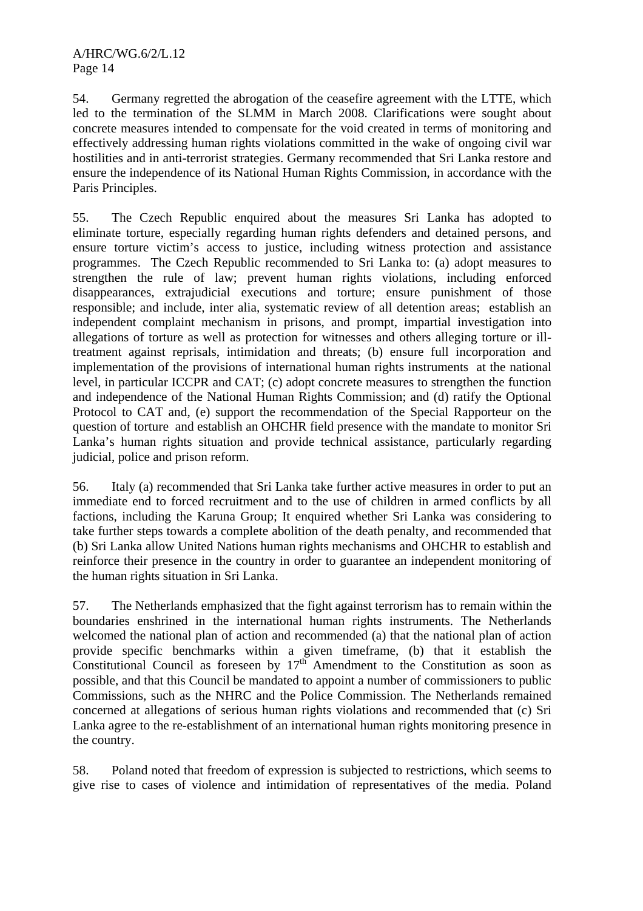54. Germany regretted the abrogation of the ceasefire agreement with the LTTE, which led to the termination of the SLMM in March 2008. Clarifications were sought about concrete measures intended to compensate for the void created in terms of monitoring and effectively addressing human rights violations committed in the wake of ongoing civil war hostilities and in anti-terrorist strategies. Germany recommended that Sri Lanka restore and ensure the independence of its National Human Rights Commission, in accordance with the Paris Principles.

55. The Czech Republic enquired about the measures Sri Lanka has adopted to eliminate torture, especially regarding human rights defenders and detained persons, and ensure torture victim's access to justice, including witness protection and assistance programmes. The Czech Republic recommended to Sri Lanka to: (a) adopt measures to strengthen the rule of law; prevent human rights violations, including enforced disappearances, extrajudicial executions and torture; ensure punishment of those responsible; and include, inter alia, systematic review of all detention areas; establish an independent complaint mechanism in prisons, and prompt, impartial investigation into allegations of torture as well as protection for witnesses and others alleging torture or ill-treatment against reprisals, intimidation and threats; (b) ensure full incorporation and implementation of the provisions of international human rights instruments at the national level, in particular ICCPR and CAT; (c) adopt concrete measures to strengthen the function and independence of the National Human Rights Commission; and (d) ratify the Optional Protocol to CAT and, (e) support the recommendation of the Special Rapporteur on the question of torture and establish an OHCHR field presence with the mandate to monitor Sri Lanka's human rights situation and provide technical assistance, particularly regarding judicial, police and prison reform.

56. Italy (a) recommended that Sri Lanka take further active measures in order to put an immediate end to forced recruitment and to the use of children in armed conflicts by all factions, including the Karuna Group; It enquired whether Sri Lanka was considering to take further steps towards a complete abolition of the death penalty, and recommended that (b) Sri Lanka allow United Nations human rights mechanisms and OHCHR to establish and reinforce their presence in the country in order to guarantee an independent monitoring of the human rights situation in Sri Lanka.

57. The Netherlands emphasized that the fight against terrorism has to remain within the boundaries enshrined in the international human rights instruments. The Netherlands welcomed the national plan of action and recommended (a) that the national plan of action provide specific benchmarks within a given timeframe, (b) that it establish the Constitutional Council as foreseen by 17th Amendment to the Constitution as soon as possible, and that this Council be mandated to appoint a number of commissioners to public Commissions, such as the NHRC and the Police Commission. The Netherlands remained concerned at allegations of serious human rights violations and recommended that (c) Sri Lanka agree to the re-establishment of an international human rights monitoring presence in the country.

58. Poland noted that freedom of expression is subjected to restrictions, which seems to give rise to cases of violence and intimidation of representatives of the media. Poland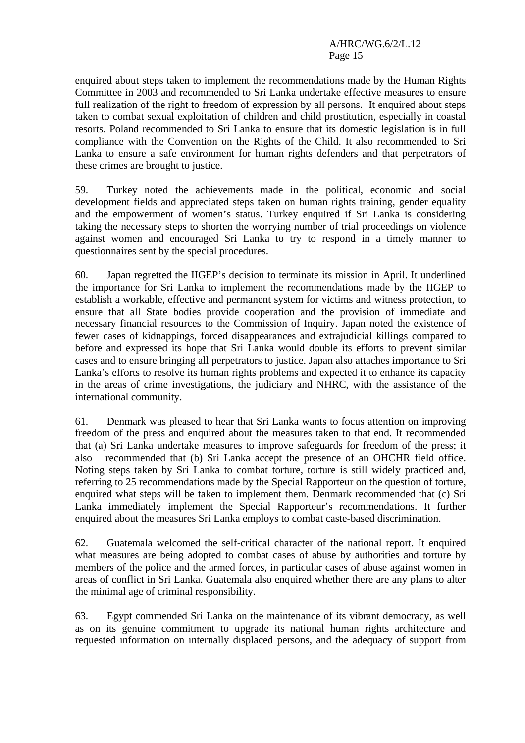enquired about steps taken to implement the recommendations made by the Human Rights Committee in 2003 and recommended to Sri Lanka undertake effective measures to ensure full realization of the right to freedom of expression by all persons. It enquired about steps taken to combat sexual exploitation of children and child prostitution, especially in coastal resorts. Poland recommended to Sri Lanka to ensure that its domestic legislation is in full compliance with the Convention on the Rights of the Child. It also recommended to Sri Lanka to ensure a safe environment for human rights defenders and that perpetrators of these crimes are brought to justice.

59. Turkey noted the achievements made in the political, economic and social development fields and appreciated steps taken on human rights training, gender equality and the empowerment of women's status. Turkey enquired if Sri Lanka is considering taking the necessary steps to shorten the worrying number of trial proceedings on violence against women and encouraged Sri Lanka to try to respond in a timely manner to questionnaires sent by the special procedures.

60. Japan regretted the IIGEP's decision to terminate its mission in April. It underlined the importance for Sri Lanka to implement the recommendations made by the IIGEP to establish a workable, effective and permanent system for victims and witness protection, to ensure that all State bodies provide cooperation and the provision of immediate and necessary financial resources to the Commission of Inquiry. Japan noted the existence of fewer cases of kidnappings, forced disappearances and extrajudicial killings compared to before and expressed its hope that Sri Lanka would double its efforts to prevent similar cases and to ensure bringing all perpetrators to justice. Japan also attaches importance to Sri Lanka's efforts to resolve its human rights problems and expected it to enhance its capacity in the areas of crime investigations, the judiciary and NHRC, with the assistance of the international community.

61. Denmark was pleased to hear that Sri Lanka wants to focus attention on improving freedom of the press and enquired about the measures taken to that end. It recommended that (a) Sri Lanka undertake measures to improve safeguards for freedom of the press; it also recommended that (b) Sri Lanka accept the presence of an OHCHR field office. Noting steps taken by Sri Lanka to combat torture, torture is still widely practiced and, referring to 25 recommendations made by the Special Rapporteur on the question of torture, enquired what steps will be taken to implement them. Denmark recommended that (c) Sri Lanka immediately implement the Special Rapporteur's recommendations. It further enquired about the measures Sri Lanka employs to combat caste-based discrimination.

62. Guatemala welcomed the self-critical character of the national report. It enquired what measures are being adopted to combat cases of abuse by authorities and torture by members of the police and the armed forces, in particular cases of abuse against women in areas of conflict in Sri Lanka. Guatemala also enquired whether there are any plans to alter the minimal age of criminal responsibility.

63. Egypt commended Sri Lanka on the maintenance of its vibrant democracy, as well as on its genuine commitment to upgrade its national human rights architecture and requested information on internally displaced persons, and the adequacy of support from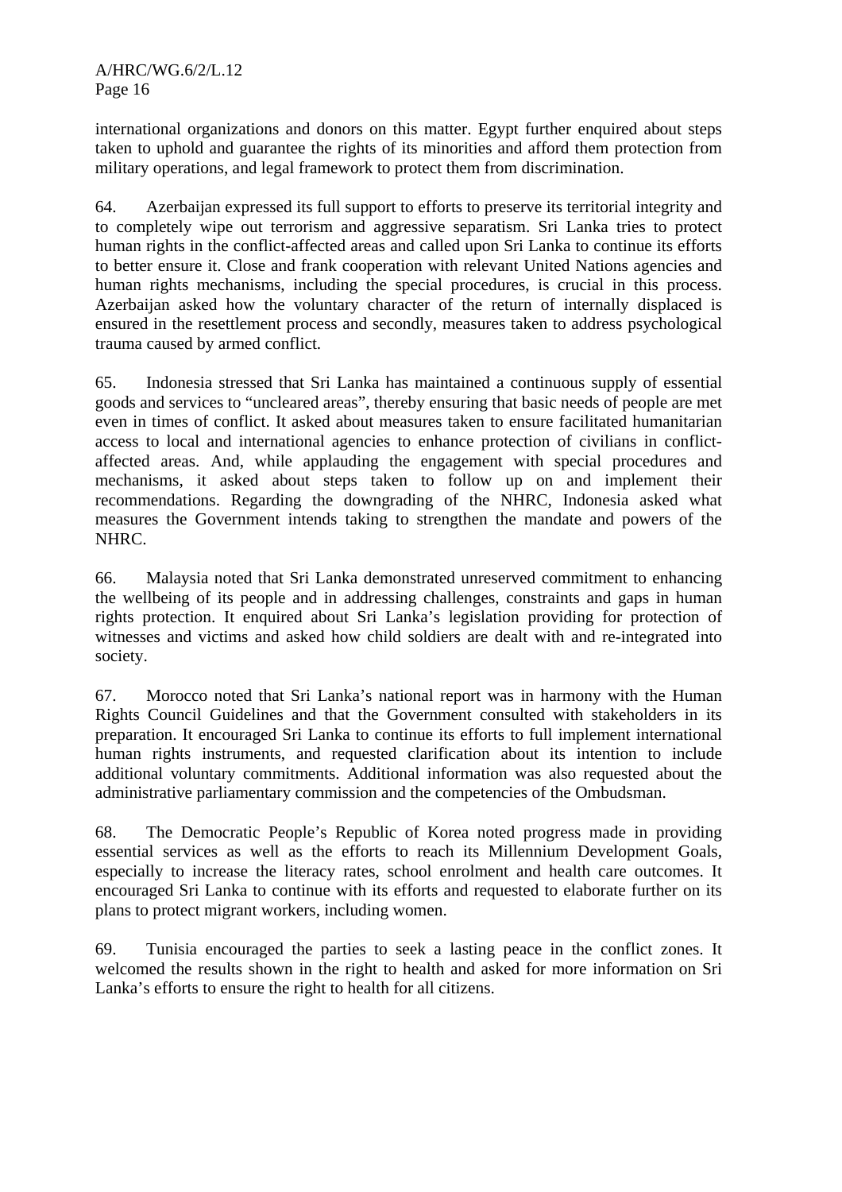international organizations and donors on this matter. Egypt further enquired about steps taken to uphold and guarantee the rights of its minorities and afford them protection from military operations, and legal framework to protect them from discrimination.

64. Azerbaijan expressed its full support to efforts to preserve its territorial integrity and to completely wipe out terrorism and aggressive separatism. Sri Lanka tries to protect human rights in the conflict-affected areas and called upon Sri Lanka to continue its efforts to better ensure it. Close and frank cooperation with relevant United Nations agencies and human rights mechanisms, including the special procedures, is crucial in this process. Azerbaijan asked how the voluntary character of the return of internally displaced is ensured in the resettlement process and secondly, measures taken to address psychological trauma caused by armed conflict.

65. Indonesia stressed that Sri Lanka has maintained a continuous supply of essential goods and services to "uncleared areas", thereby ensuring that basic needs of people are met even in times of conflict. It asked about measures taken to ensure facilitated humanitarian access to local and international agencies to enhance protection of civilians in conflict-affected areas. And, while applauding the engagement with special procedures and mechanisms, it asked about steps taken to follow up on and implement their recommendations. Regarding the downgrading of the NHRC, Indonesia asked what measures the Government intends taking to strengthen the mandate and powers of the NHRC.

66. Malaysia noted that Sri Lanka demonstrated unreserved commitment to enhancing the wellbeing of its people and in addressing challenges, constraints and gaps in human rights protection. It enquired about Sri Lanka's legislation providing for protection of witnesses and victims and asked how child soldiers are dealt with and re-integrated into society.

67. Morocco noted that Sri Lanka's national report was in harmony with the Human Rights Council Guidelines and that the Government consulted with stakeholders in its preparation. It encouraged Sri Lanka to continue its efforts to full implement international human rights instruments, and requested clarification about its intention to include additional voluntary commitments. Additional information was also requested about the administrative parliamentary commission and the competencies of the Ombudsman.

68. The Democratic People's Republic of Korea noted progress made in providing essential services as well as the efforts to reach its Millennium Development Goals, especially to increase the literacy rates, school enrolment and health care outcomes. It encouraged Sri Lanka to continue with its efforts and requested to elaborate further on its plans to protect migrant workers, including women.

69. Tunisia encouraged the parties to seek a lasting peace in the conflict zones. It welcomed the results shown in the right to health and asked for more information on Sri Lanka's efforts to ensure the right to health for all citizens.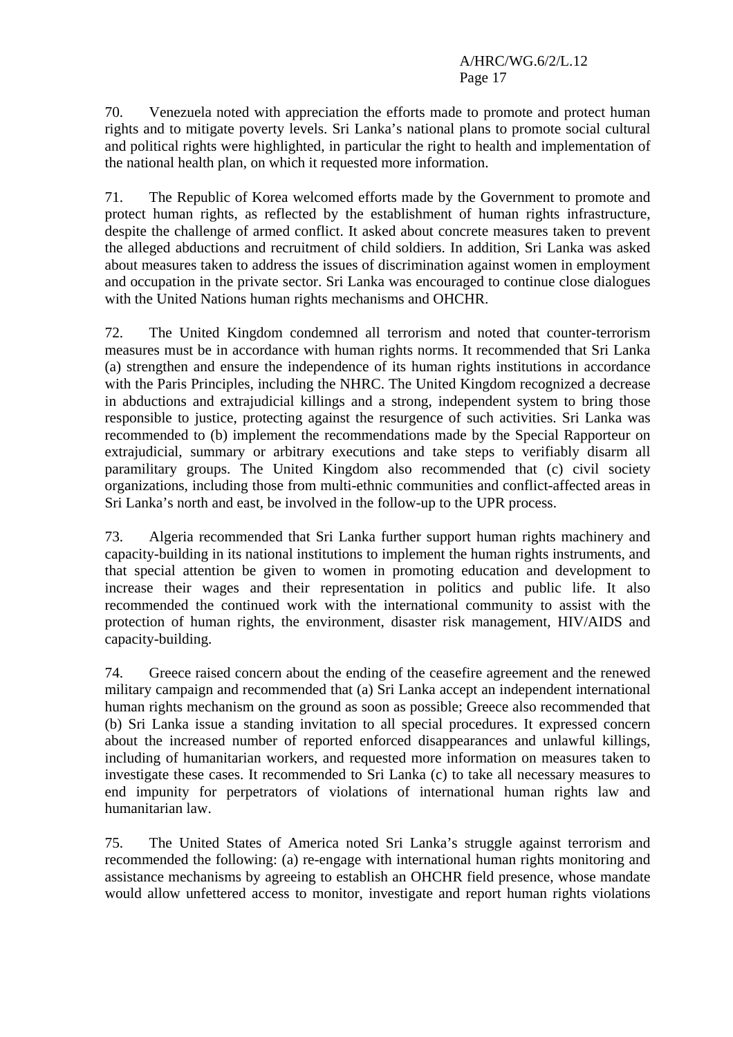70. Venezuela noted with appreciation the efforts made to promote and protect human rights and to mitigate poverty levels. Sri Lanka's national plans to promote social cultural and political rights were highlighted, in particular the right to health and implementation of the national health plan, on which it requested more information.

71. The Republic of Korea welcomed efforts made by the Government to promote and protect human rights, as reflected by the establishment of human rights infrastructure, despite the challenge of armed conflict. It asked about concrete measures taken to prevent the alleged abductions and recruitment of child soldiers. In addition, Sri Lanka was asked about measures taken to address the issues of discrimination against women in employment and occupation in the private sector. Sri Lanka was encouraged to continue close dialogues with the United Nations human rights mechanisms and OHCHR.

72. The United Kingdom condemned all terrorism and noted that counter-terrorism measures must be in accordance with human rights norms. It recommended that Sri Lanka (a) strengthen and ensure the independence of its human rights institutions in accordance with the Paris Principles, including the NHRC. The United Kingdom recognized a decrease in abductions and extrajudicial killings and a strong, independent system to bring those responsible to justice, protecting against the resurgence of such activities. Sri Lanka was recommended to (b) implement the recommendations made by the Special Rapporteur on extrajudicial, summary or arbitrary executions and take steps to verifiably disarm all paramilitary groups. The United Kingdom also recommended that (c) civil society organizations, including those from multi-ethnic communities and conflict-affected areas in Sri Lanka's north and east, be involved in the follow-up to the UPR process.

73. Algeria recommended that Sri Lanka further support human rights machinery and capacity-building in its national institutions to implement the human rights instruments, and that special attention be given to women in promoting education and development to increase their wages and their representation in politics and public life. It also recommended the continued work with the international community to assist with the protection of human rights, the environment, disaster risk management, HIV/AIDS and capacity-building.

74. Greece raised concern about the ending of the ceasefire agreement and the renewed military campaign and recommended that (a) Sri Lanka accept an independent international human rights mechanism on the ground as soon as possible; Greece also recommended that (b) Sri Lanka issue a standing invitation to all special procedures. It expressed concern about the increased number of reported enforced disappearances and unlawful killings, including of humanitarian workers, and requested more information on measures taken to investigate these cases. It recommended to Sri Lanka (c) to take all necessary measures to end impunity for perpetrators of violations of international human rights law and humanitarian law.

75. The United States of America noted Sri Lanka's struggle against terrorism and recommended the following: (a) re-engage with international human rights monitoring and assistance mechanisms by agreeing to establish an OHCHR field presence, whose mandate would allow unfettered access to monitor, investigate and report human rights violations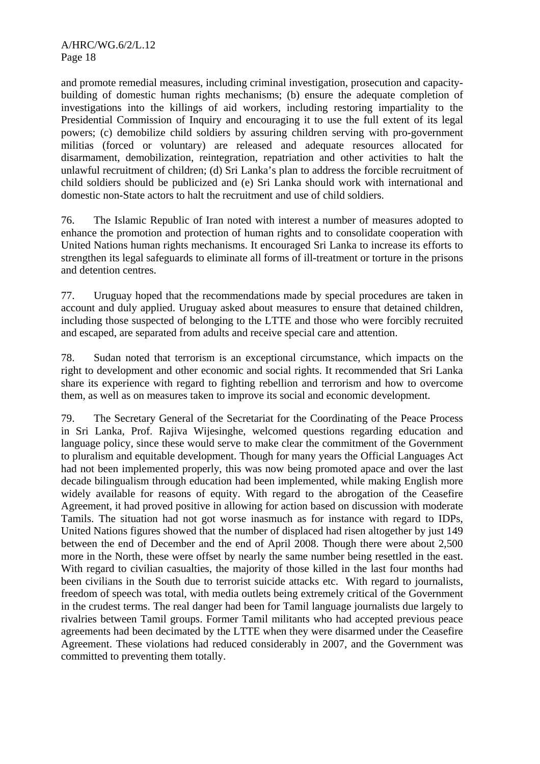and promote remedial measures, including criminal investigation, prosecution and capacity-building of domestic human rights mechanisms; (b) ensure the adequate completion of investigations into the killings of aid workers, including restoring impartiality to the Presidential Commission of Inquiry and encouraging it to use the full extent of its legal powers; (c) demobilize child soldiers by assuring children serving with pro-government militias (forced or voluntary) are released and adequate resources allocated for disarmament, demobilization, reintegration, repatriation and other activities to halt the unlawful recruitment of children; (d) Sri Lanka's plan to address the forcible recruitment of child soldiers should be publicized and (e) Sri Lanka should work with international and domestic non-State actors to halt the recruitment and use of child soldiers.

76. The Islamic Republic of Iran noted with interest a number of measures adopted to enhance the promotion and protection of human rights and to consolidate cooperation with United Nations human rights mechanisms. It encouraged Sri Lanka to increase its efforts to strengthen its legal safeguards to eliminate all forms of ill-treatment or torture in the prisons and detention centres.

77. Uruguay hoped that the recommendations made by special procedures are taken in account and duly applied. Uruguay asked about measures to ensure that detained children, including those suspected of belonging to the LTTE and those who were forcibly recruited and escaped, are separated from adults and receive special care and attention.

78. Sudan noted that terrorism is an exceptional circumstance, which impacts on the right to development and other economic and social rights. It recommended that Sri Lanka share its experience with regard to fighting rebellion and terrorism and how to overcome them, as well as on measures taken to improve its social and economic development.

79. The Secretary General of the Secretariat for the Coordinating of the Peace Process in Sri Lanka, Prof. Rajiva Wijesinghe, welcomed questions regarding education and language policy, since these would serve to make clear the commitment of the Government to pluralism and equitable development. Though for many years the Official Languages Act had not been implemented properly, this was now being promoted apace and over the last decade bilingualism through education had been implemented, while making English more widely available for reasons of equity. With regard to the abrogation of the Ceasefire Agreement, it had proved positive in allowing for action based on discussion with moderate Tamils. The situation had not got worse inasmuch as for instance with regard to IDPs, United Nations figures showed that the number of displaced had risen altogether by just 149 between the end of December and the end of April 2008. Though there were about 2,500 more in the North, these were offset by nearly the same number being resettled in the east. With regard to civilian casualties, the majority of those killed in the last four months had been civilians in the South due to terrorist suicide attacks etc. With regard to journalists, freedom of speech was total, with media outlets being extremely critical of the Government in the crudest terms. The real danger had been for Tamil language journalists due largely to rivalries between Tamil groups. Former Tamil militants who had accepted previous peace agreements had been decimated by the LTTE when they were disarmed under the Ceasefire Agreement. These violations had reduced considerably in 2007, and the Government was committed to preventing them totally.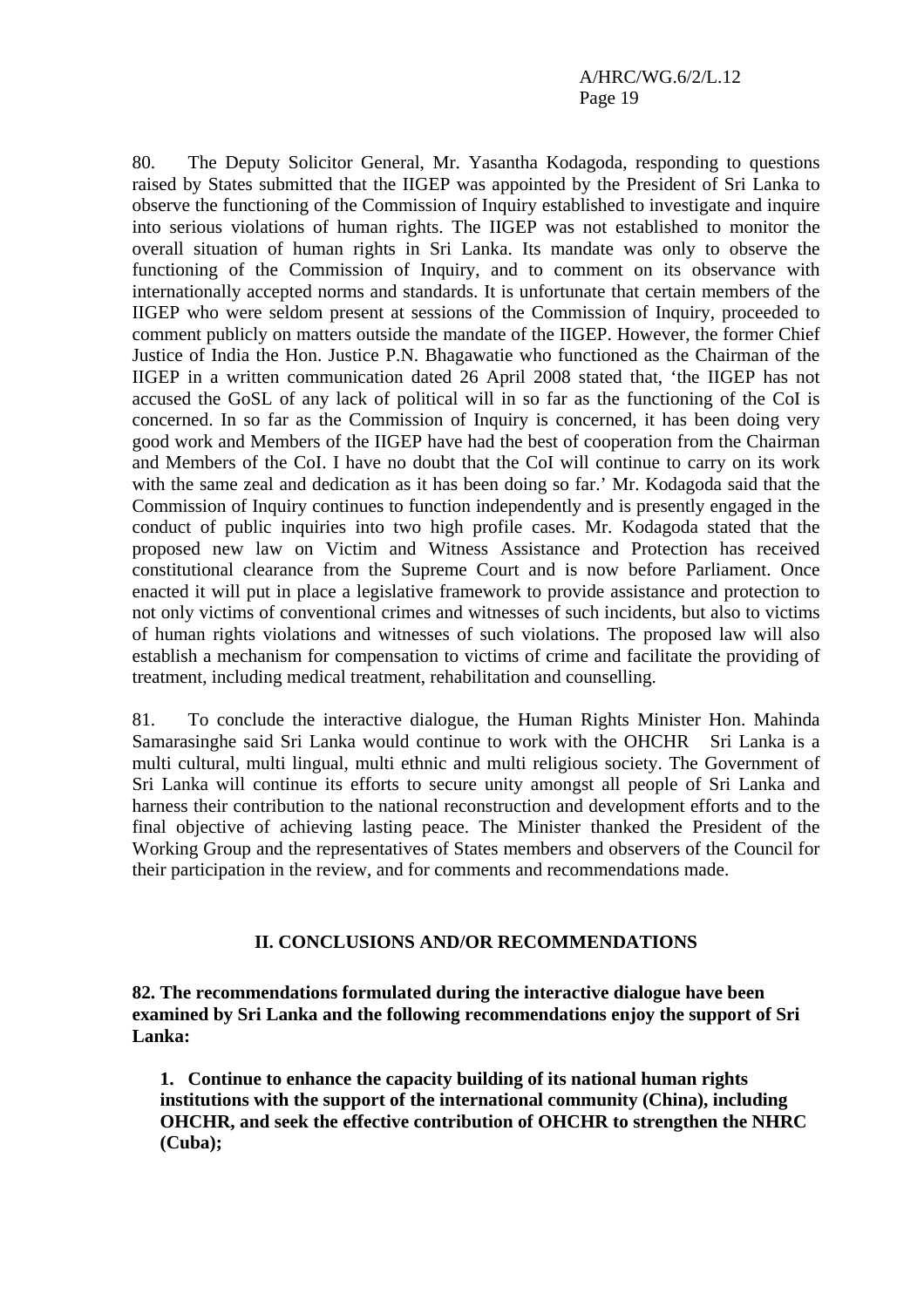80. The Deputy Solicitor General, Mr. Yasantha Kodagoda, responding to questions raised by States submitted that the IIGEP was appointed by the President of Sri Lanka to observe the functioning of the Commission of Inquiry established to investigate and inquire into serious violations of human rights. The IIGEP was not established to monitor the overall situation of human rights in Sri Lanka. Its mandate was only to observe the functioning of the Commission of Inquiry, and to comment on its observance with internationally accepted norms and standards. It is unfortunate that certain members of the IIGEP who were seldom present at sessions of the Commission of Inquiry, proceeded to comment publicly on matters outside the mandate of the IIGEP. However, the former Chief Justice of India the Hon. Justice P.N. Bhagawatie who functioned as the Chairman of the IIGEP in a written communication dated 26 April 2008 stated that, 'the IIGEP has not accused the GoSL of any lack of political will in so far as the functioning of the CoI is concerned. In so far as the Commission of Inquiry is concerned, it has been doing very good work and Members of the IIGEP have had the best of cooperation from the Chairman and Members of the CoI. I have no doubt that the CoI will continue to carry on its work with the same zeal and dedication as it has been doing so far.' Mr. Kodagoda said that the Commission of Inquiry continues to function independently and is presently engaged in the conduct of public inquiries into two high profile cases. Mr. Kodagoda stated that the proposed new law on Victim and Witness Assistance and Protection has received constitutional clearance from the Supreme Court and is now before Parliament. Once enacted it will put in place a legislative framework to provide assistance and protection to not only victims of conventional crimes and witnesses of such incidents, but also to victims of human rights violations and witnesses of such violations. The proposed law will also establish a mechanism for compensation to victims of crime and facilitate the providing of treatment, including medical treatment, rehabilitation and counselling.

81. To conclude the interactive dialogue, the Human Rights Minister Hon. Mahinda Samarasinghe said Sri Lanka would continue to work with the OHCHR Sri Lanka is a multi cultural, multi lingual, multi ethnic and multi religious society. The Government of Sri Lanka will continue its efforts to secure unity amongst all people of Sri Lanka and harness their contribution to the national reconstruction and development efforts and to the final objective of achieving lasting peace. The Minister thanked the President of the Working Group and the representatives of States members and observers of the Council for their participation in the review, and for comments and recommendations made.

## II. CONCLUSIONS AND/OR RECOMMENDATIONS

**82. The recommendations formulated during the interactive dialogue have been examined by Sri Lanka and the following recommendations enjoy the support of Sri Lanka:**

**1. Continue to enhance the capacity building of its national human rights institutions with the support of the international community (China), including OHCHR, and seek the effective contribution of OHCHR to strengthen the NHRC (Cuba);**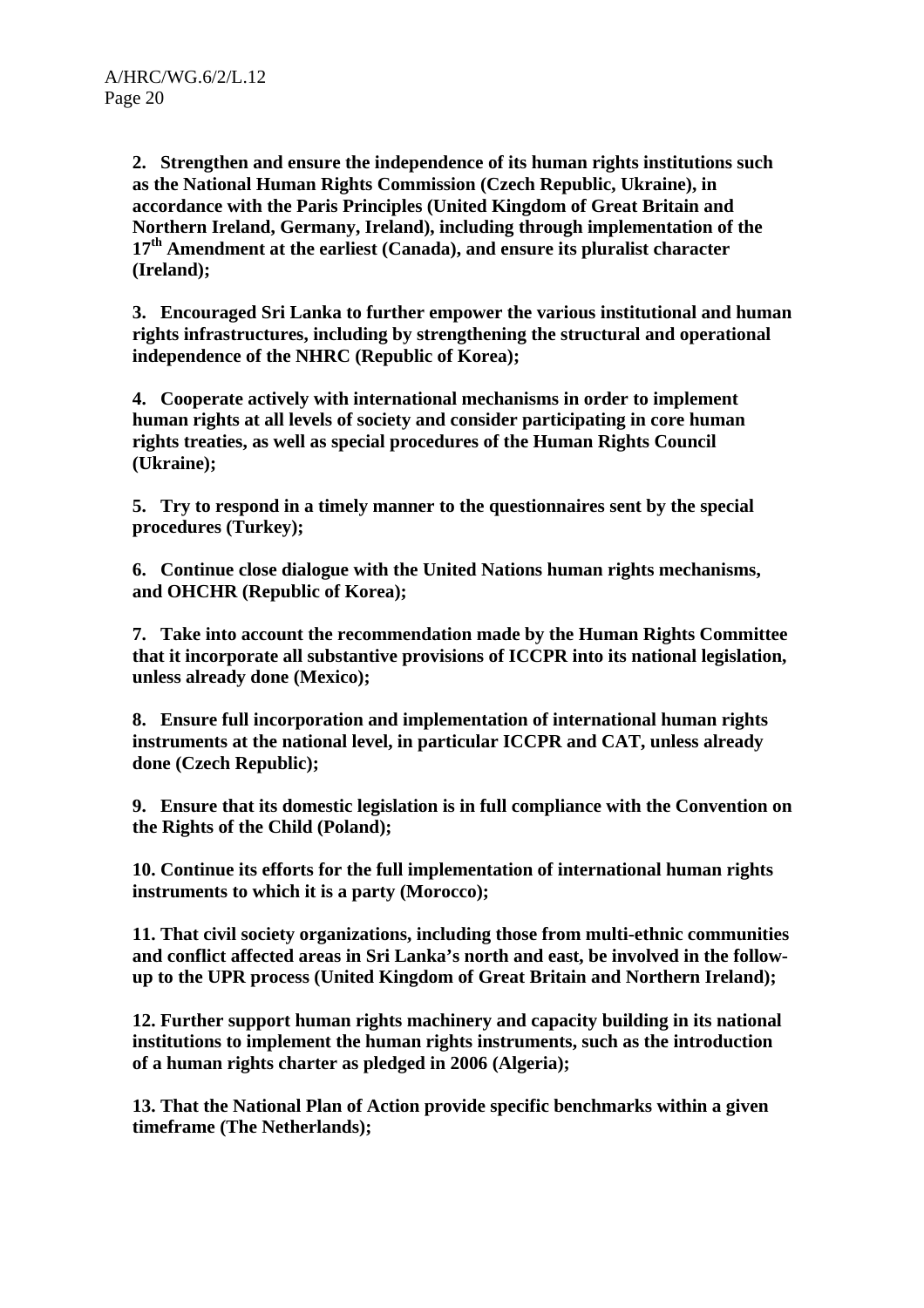**2. Strengthen and ensure the independence of its human rights institutions such as the National Human Rights Commission (Czech Republic, Ukraine), in accordance with the Paris Principles (United Kingdom of Great Britain and Northern Ireland, Germany, Ireland), including through implementation of the 17th Amendment at the earliest (Canada), and ensure its pluralist character (Ireland);**

**3. Encouraged Sri Lanka to further empower the various institutional and human rights infrastructures, including by strengthening the structural and operational independence of the NHRC (Republic of Korea);**

**4. Cooperate actively with international mechanisms in order to implement human rights at all levels of society and consider participating in core human rights treaties, as well as special procedures of the Human Rights Council (Ukraine);**

**5. Try to respond in a timely manner to the questionnaires sent by the special procedures (Turkey);**

**6. Continue close dialogue with the United Nations human rights mechanisms, and OHCHR (Republic of Korea);**

**7. Take into account the recommendation made by the Human Rights Committee that it incorporate all substantive provisions of ICCPR into its national legislation, unless already done (Mexico);**

**8. Ensure full incorporation and implementation of international human rights instruments at the national level, in particular ICCPR and CAT, unless already done (Czech Republic);**

**9. Ensure that its domestic legislation is in full compliance with the Convention on the Rights of the Child (Poland);**

**10. Continue its efforts for the full implementation of international human rights instruments to which it is a party (Morocco);**

**11. That civil society organizations, including those from multi-ethnic communities and conflict affected areas in Sri Lanka's north and east, be involved in the follow-up to the UPR process (United Kingdom of Great Britain and Northern Ireland);**

**12. Further support human rights machinery and capacity building in its national institutions to implement the human rights instruments, such as the introduction of a human rights charter as pledged in 2006 (Algeria);**

**13. That the National Plan of Action provide specific benchmarks within a given timeframe (The Netherlands);**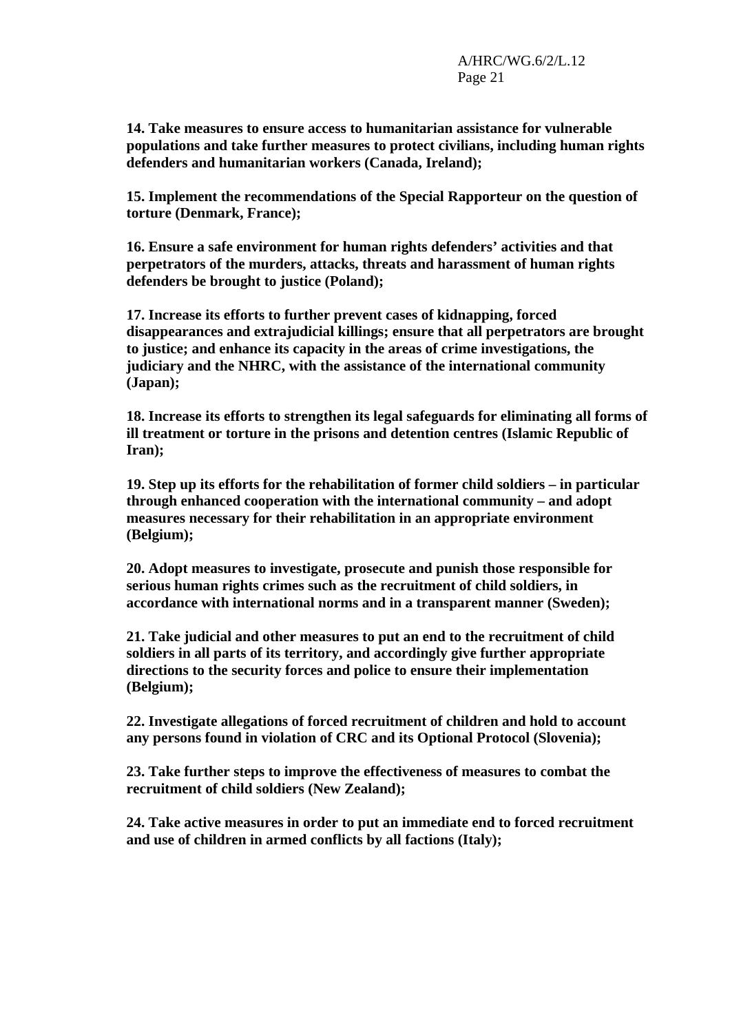**14. Take measures to ensure access to humanitarian assistance for vulnerable populations and take further measures to protect civilians, including human rights defenders and humanitarian workers (Canada, Ireland);**

**15. Implement the recommendations of the Special Rapporteur on the question of torture (Denmark, France);**

**16. Ensure a safe environment for human rights defenders' activities and that perpetrators of the murders, attacks, threats and harassment of human rights defenders be brought to justice (Poland);**

**17. Increase its efforts to further prevent cases of kidnapping, forced disappearances and extrajudicial killings; ensure that all perpetrators are brought to justice; and enhance its capacity in the areas of crime investigations, the judiciary and the NHRC, with the assistance of the international community (Japan);**

**18. Increase its efforts to strengthen its legal safeguards for eliminating all forms of ill treatment or torture in the prisons and detention centres (Islamic Republic of Iran);**

**19. Step up its efforts for the rehabilitation of former child soldiers – in particular through enhanced cooperation with the international community – and adopt measures necessary for their rehabilitation in an appropriate environment (Belgium);**

**20. Adopt measures to investigate, prosecute and punish those responsible for serious human rights crimes such as the recruitment of child soldiers, in accordance with international norms and in a transparent manner (Sweden);**

**21. Take judicial and other measures to put an end to the recruitment of child soldiers in all parts of its territory, and accordingly give further appropriate directions to the security forces and police to ensure their implementation (Belgium);**

**22. Investigate allegations of forced recruitment of children and hold to account any persons found in violation of CRC and its Optional Protocol (Slovenia);**

**23. Take further steps to improve the effectiveness of measures to combat the recruitment of child soldiers (New Zealand);**

**24. Take active measures in order to put an immediate end to forced recruitment and use of children in armed conflicts by all factions (Italy);**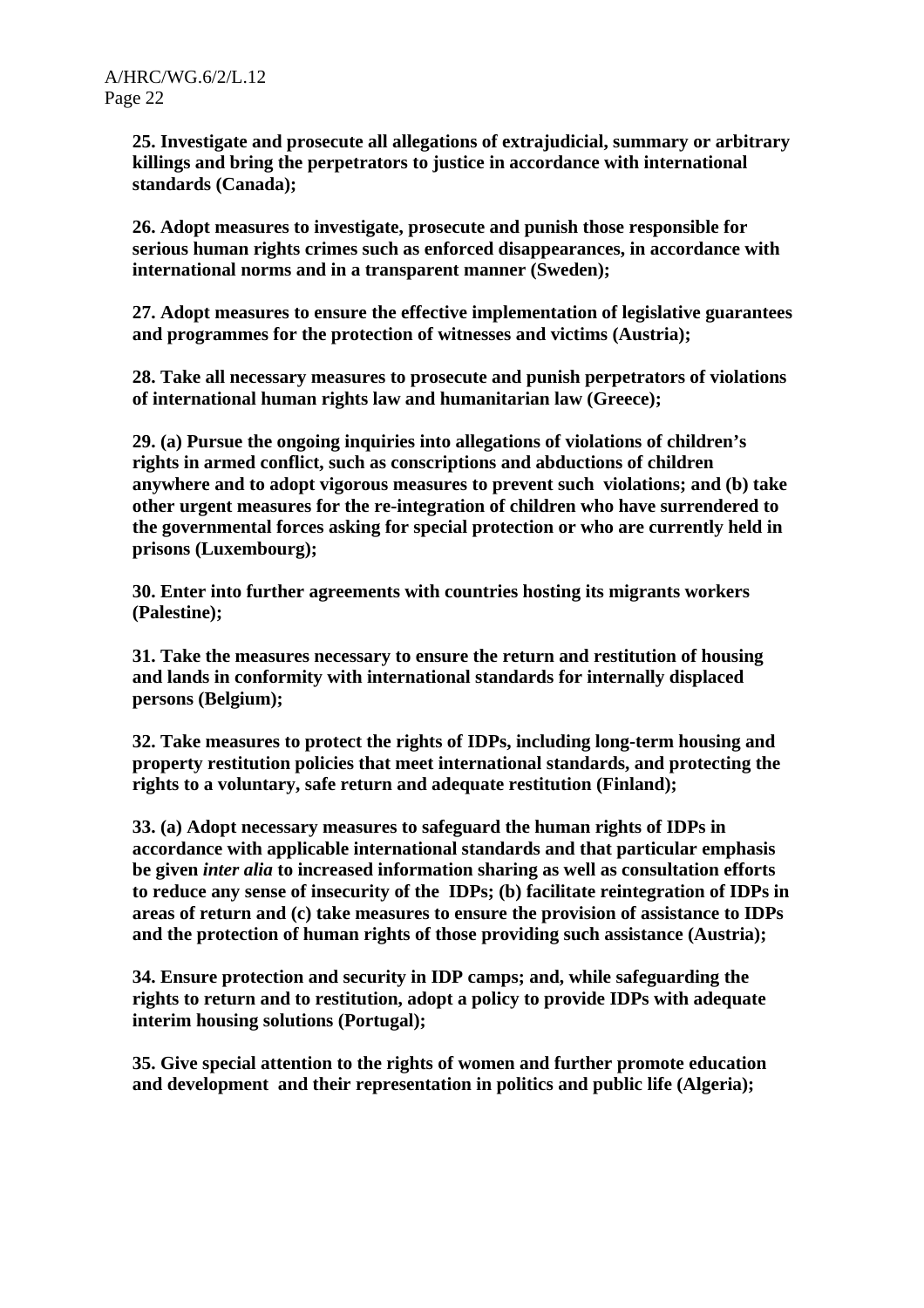**25. Investigate and prosecute all allegations of extrajudicial, summary or arbitrary killings and bring the perpetrators to justice in accordance with international standards (Canada);**

**26. Adopt measures to investigate, prosecute and punish those responsible for serious human rights crimes such as enforced disappearances, in accordance with international norms and in a transparent manner (Sweden);**

**27. Adopt measures to ensure the effective implementation of legislative guarantees and programmes for the protection of witnesses and victims (Austria);**

**28. Take all necessary measures to prosecute and punish perpetrators of violations of international human rights law and humanitarian law (Greece);**

**29. (a) Pursue the ongoing inquiries into allegations of violations of children's rights in armed conflict, such as conscriptions and abductions of children anywhere and to adopt vigorous measures to prevent such violations; and (b) take other urgent measures for the re-integration of children who have surrendered to the governmental forces asking for special protection or who are currently held in prisons (Luxembourg);**

**30. Enter into further agreements with countries hosting its migrants workers (Palestine);**

**31. Take the measures necessary to ensure the return and restitution of housing and lands in conformity with international standards for internally displaced persons (Belgium);**

**32. Take measures to protect the rights of IDPs, including long-term housing and property restitution policies that meet international standards, and protecting the rights to a voluntary, safe return and adequate restitution (Finland);**

**33. (a) Adopt necessary measures to safeguard the human rights of IDPs in accordance with applicable international standards and that particular emphasis be given *inter alia* to increased information sharing as well as consultation efforts to reduce any sense of insecurity of the IDPs; (b) facilitate reintegration of IDPs in areas of return and (c) take measures to ensure the provision of assistance to IDPs and the protection of human rights of those providing such assistance (Austria);**

**34. Ensure protection and security in IDP camps; and, while safeguarding the rights to return and to restitution, adopt a policy to provide IDPs with adequate interim housing solutions (Portugal);**

**35. Give special attention to the rights of women and further promote education and development and their representation in politics and public life (Algeria);**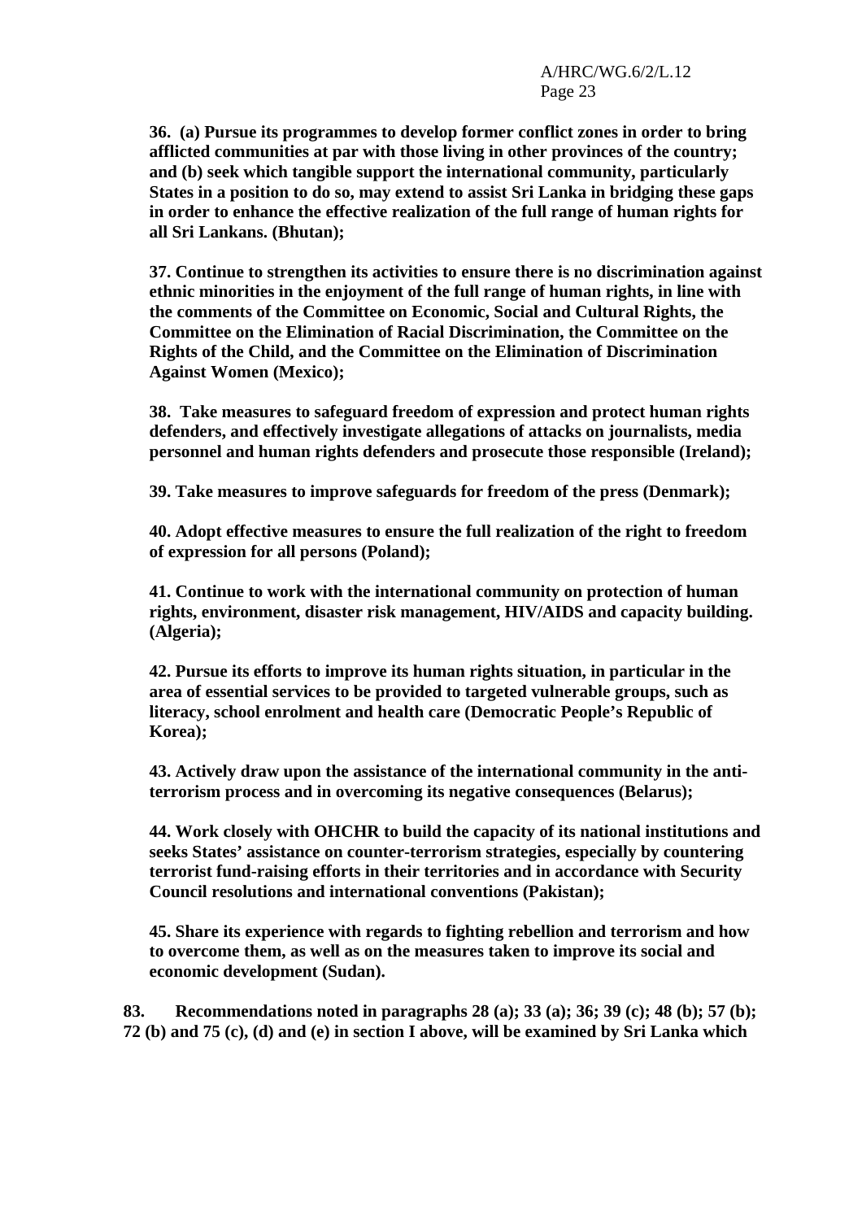**36. (a) Pursue its programmes to develop former conflict zones in order to bring afflicted communities at par with those living in other provinces of the country; and (b) seek which tangible support the international community, particularly States in a position to do so, may extend to assist Sri Lanka in bridging these gaps in order to enhance the effective realization of the full range of human rights for all Sri Lankans. (Bhutan);**

**37. Continue to strengthen its activities to ensure there is no discrimination against ethnic minorities in the enjoyment of the full range of human rights, in line with the comments of the Committee on Economic, Social and Cultural Rights, the Committee on the Elimination of Racial Discrimination, the Committee on the Rights of the Child, and the Committee on the Elimination of Discrimination Against Women (Mexico);**

**38. Take measures to safeguard freedom of expression and protect human rights defenders, and effectively investigate allegations of attacks on journalists, media personnel and human rights defenders and prosecute those responsible (Ireland);**

**39. Take measures to improve safeguards for freedom of the press (Denmark);**

**40. Adopt effective measures to ensure the full realization of the right to freedom of expression for all persons (Poland);**

**41. Continue to work with the international community on protection of human rights, environment, disaster risk management, HIV/AIDS and capacity building. (Algeria);**

**42. Pursue its efforts to improve its human rights situation, in particular in the area of essential services to be provided to targeted vulnerable groups, such as literacy, school enrolment and health care (Democratic People's Republic of Korea);**

**43. Actively draw upon the assistance of the international community in the anti-terrorism process and in overcoming its negative consequences (Belarus);**

**44. Work closely with OHCHR to build the capacity of its national institutions and seeks States' assistance on counter-terrorism strategies, especially by countering terrorist fund-raising efforts in their territories and in accordance with Security Council resolutions and international conventions (Pakistan);**

**45. Share its experience with regards to fighting rebellion and terrorism and how to overcome them, as well as on the measures taken to improve its social and economic development (Sudan).**

**83. Recommendations noted in paragraphs 28 (a); 33 (a); 36; 39 (c); 48 (b); 57 (b); 72 (b) and 75 (c), (d) and (e) in section I above, will be examined by Sri Lanka which**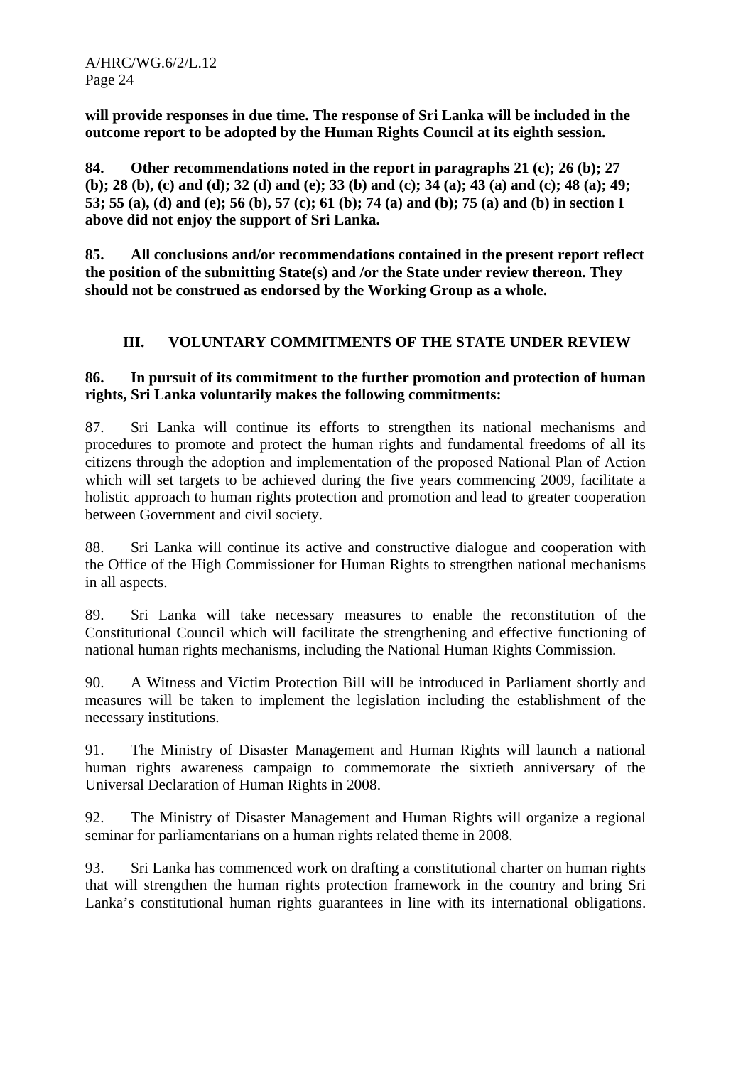**will provide responses in due time. The response of Sri Lanka will be included in the outcome report to be adopted by the Human Rights Council at its eighth session.**

**84. Other recommendations noted in the report in paragraphs 21 (c); 26 (b); 27 (b); 28 (b), (c) and (d); 32 (d) and (e); 33 (b) and (c); 34 (a); 43 (a) and (c); 48 (a); 49; 53; 55 (a), (d) and (e); 56 (b), 57 (c); 61 (b); 74 (a) and (b); 75 (a) and (b) in section I above did not enjoy the support of Sri Lanka.**

**85. All conclusions and/or recommendations contained in the present report reflect the position of the submitting State(s) and /or the State under review thereon. They should not be construed as endorsed by the Working Group as a whole.**

## III. VOLUNTARY COMMITMENTS OF THE STATE UNDER REVIEW

**86. In pursuit of its commitment to the further promotion and protection of human rights, Sri Lanka voluntarily makes the following commitments:**

87. Sri Lanka will continue its efforts to strengthen its national mechanisms and procedures to promote and protect the human rights and fundamental freedoms of all its citizens through the adoption and implementation of the proposed National Plan of Action which will set targets to be achieved during the five years commencing 2009, facilitate a holistic approach to human rights protection and promotion and lead to greater cooperation between Government and civil society.

88. Sri Lanka will continue its active and constructive dialogue and cooperation with the Office of the High Commissioner for Human Rights to strengthen national mechanisms in all aspects.

89. Sri Lanka will take necessary measures to enable the reconstitution of the Constitutional Council which will facilitate the strengthening and effective functioning of national human rights mechanisms, including the National Human Rights Commission.

90. A Witness and Victim Protection Bill will be introduced in Parliament shortly and measures will be taken to implement the legislation including the establishment of the necessary institutions.

91. The Ministry of Disaster Management and Human Rights will launch a national human rights awareness campaign to commemorate the sixtieth anniversary of the Universal Declaration of Human Rights in 2008.

92. The Ministry of Disaster Management and Human Rights will organize a regional seminar for parliamentarians on a human rights related theme in 2008.

93. Sri Lanka has commenced work on drafting a constitutional charter on human rights that will strengthen the human rights protection framework in the country and bring Sri Lanka's constitutional human rights guarantees in line with its international obligations.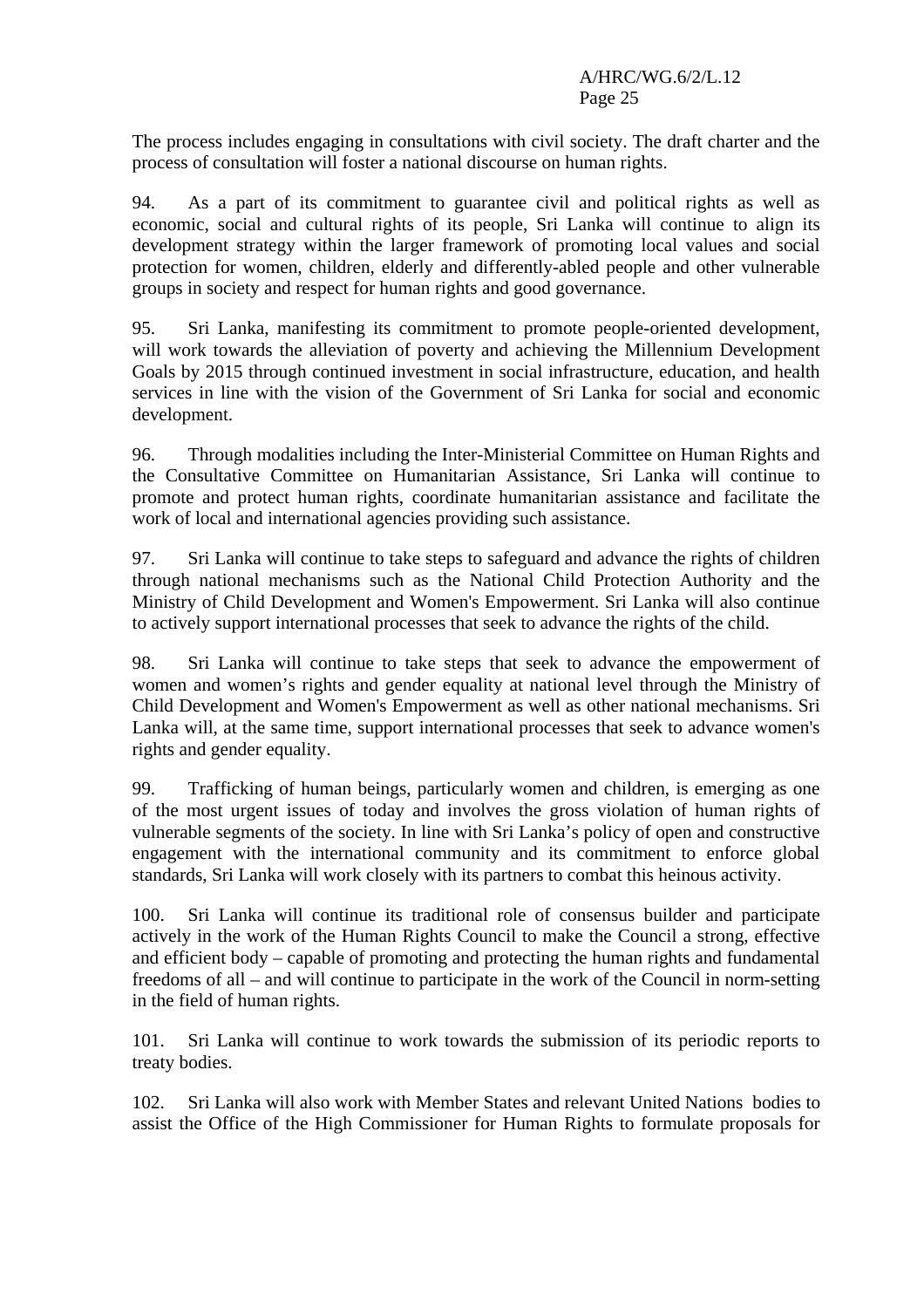The process includes engaging in consultations with civil society. The draft charter and the process of consultation will foster a national discourse on human rights.

94. As a part of its commitment to guarantee civil and political rights as well as economic, social and cultural rights of its people, Sri Lanka will continue to align its development strategy within the larger framework of promoting local values and social protection for women, children, elderly and differently-abled people and other vulnerable groups in society and respect for human rights and good governance.

95. Sri Lanka, manifesting its commitment to promote people-oriented development, will work towards the alleviation of poverty and achieving the Millennium Development Goals by 2015 through continued investment in social infrastructure, education, and health services in line with the vision of the Government of Sri Lanka for social and economic development.

96. Through modalities including the Inter-Ministerial Committee on Human Rights and the Consultative Committee on Humanitarian Assistance, Sri Lanka will continue to promote and protect human rights, coordinate humanitarian assistance and facilitate the work of local and international agencies providing such assistance.

97. Sri Lanka will continue to take steps to safeguard and advance the rights of children through national mechanisms such as the National Child Protection Authority and the Ministry of Child Development and Women's Empowerment. Sri Lanka will also continue to actively support international processes that seek to advance the rights of the child.

98. Sri Lanka will continue to take steps that seek to advance the empowerment of women and women’s rights and gender equality at national level through the Ministry of Child Development and Women's Empowerment as well as other national mechanisms. Sri Lanka will, at the same time, support international processes that seek to advance women's rights and gender equality.

99. Trafficking of human beings, particularly women and children, is emerging as one of the most urgent issues of today and involves the gross violation of human rights of vulnerable segments of the society. In line with Sri Lanka’s policy of open and constructive engagement with the international community and its commitment to enforce global standards, Sri Lanka will work closely with its partners to combat this heinous activity.

100. Sri Lanka will continue its traditional role of consensus builder and participate actively in the work of the Human Rights Council to make the Council a strong, effective and efficient body – capable of promoting and protecting the human rights and fundamental freedoms of all – and will continue to participate in the work of the Council in norm-setting in the field of human rights.

101. Sri Lanka will continue to work towards the submission of its periodic reports to treaty bodies.

102. Sri Lanka will also work with Member States and relevant United Nations bodies to assist the Office of the High Commissioner for Human Rights to formulate proposals for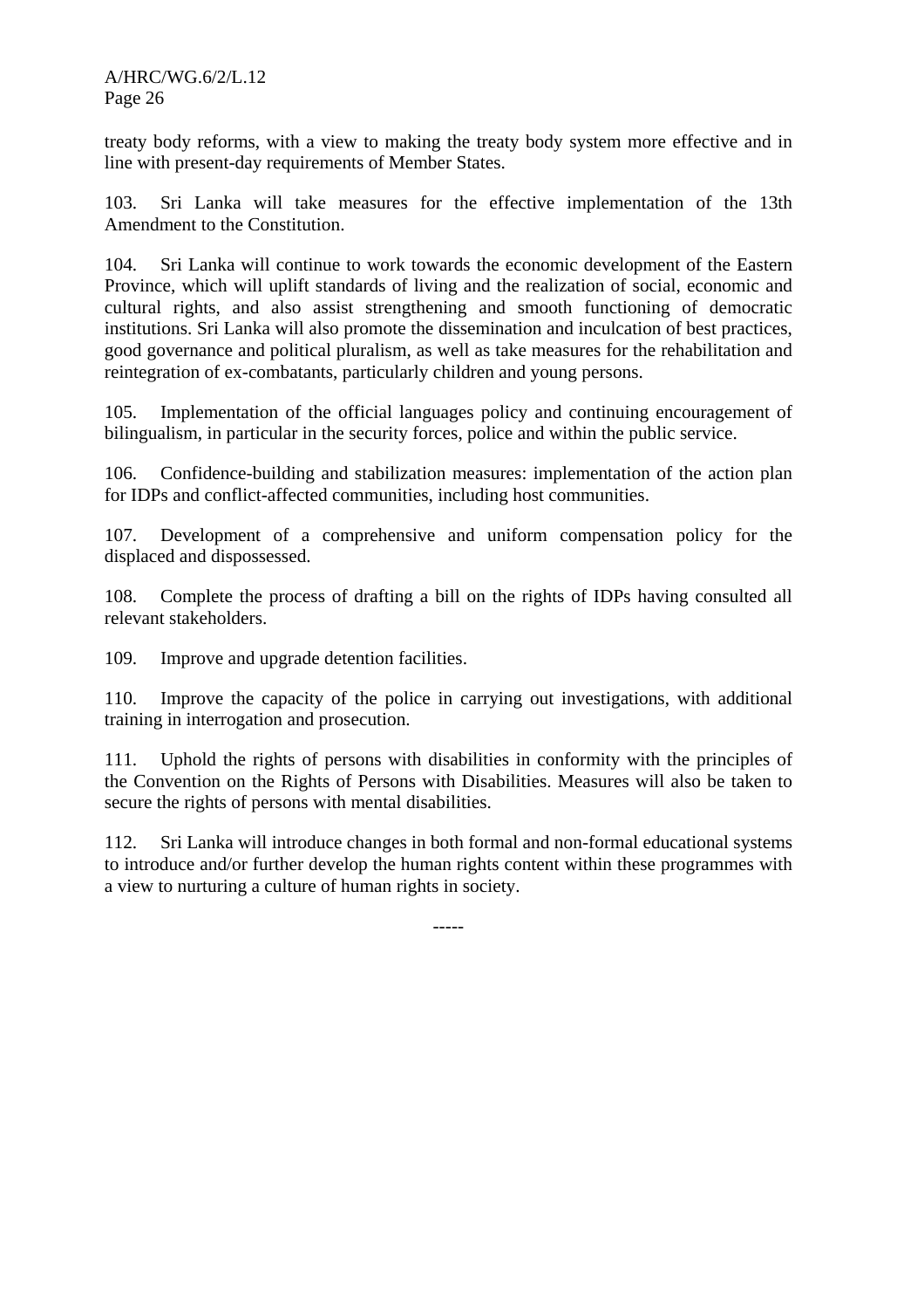treaty body reforms, with a view to making the treaty body system more effective and in line with present-day requirements of Member States.

103. Sri Lanka will take measures for the effective implementation of the 13th Amendment to the Constitution.

104. Sri Lanka will continue to work towards the economic development of the Eastern Province, which will uplift standards of living and the realization of social, economic and cultural rights, and also assist strengthening and smooth functioning of democratic institutions. Sri Lanka will also promote the dissemination and inculcation of best practices, good governance and political pluralism, as well as take measures for the rehabilitation and reintegration of ex-combatants, particularly children and young persons.

105. Implementation of the official languages policy and continuing encouragement of bilingualism, in particular in the security forces, police and within the public service.

106. Confidence-building and stabilization measures: implementation of the action plan for IDPs and conflict-affected communities, including host communities.

107. Development of a comprehensive and uniform compensation policy for the displaced and dispossessed.

108. Complete the process of drafting a bill on the rights of IDPs having consulted all relevant stakeholders.

109. Improve and upgrade detention facilities.

110. Improve the capacity of the police in carrying out investigations, with additional training in interrogation and prosecution.

111. Uphold the rights of persons with disabilities in conformity with the principles of the Convention on the Rights of Persons with Disabilities. Measures will also be taken to secure the rights of persons with mental disabilities.

112. Sri Lanka will introduce changes in both formal and non-formal educational systems to introduce and/or further develop the human rights content within these programmes with a view to nurturing a culture of human rights in society.

-----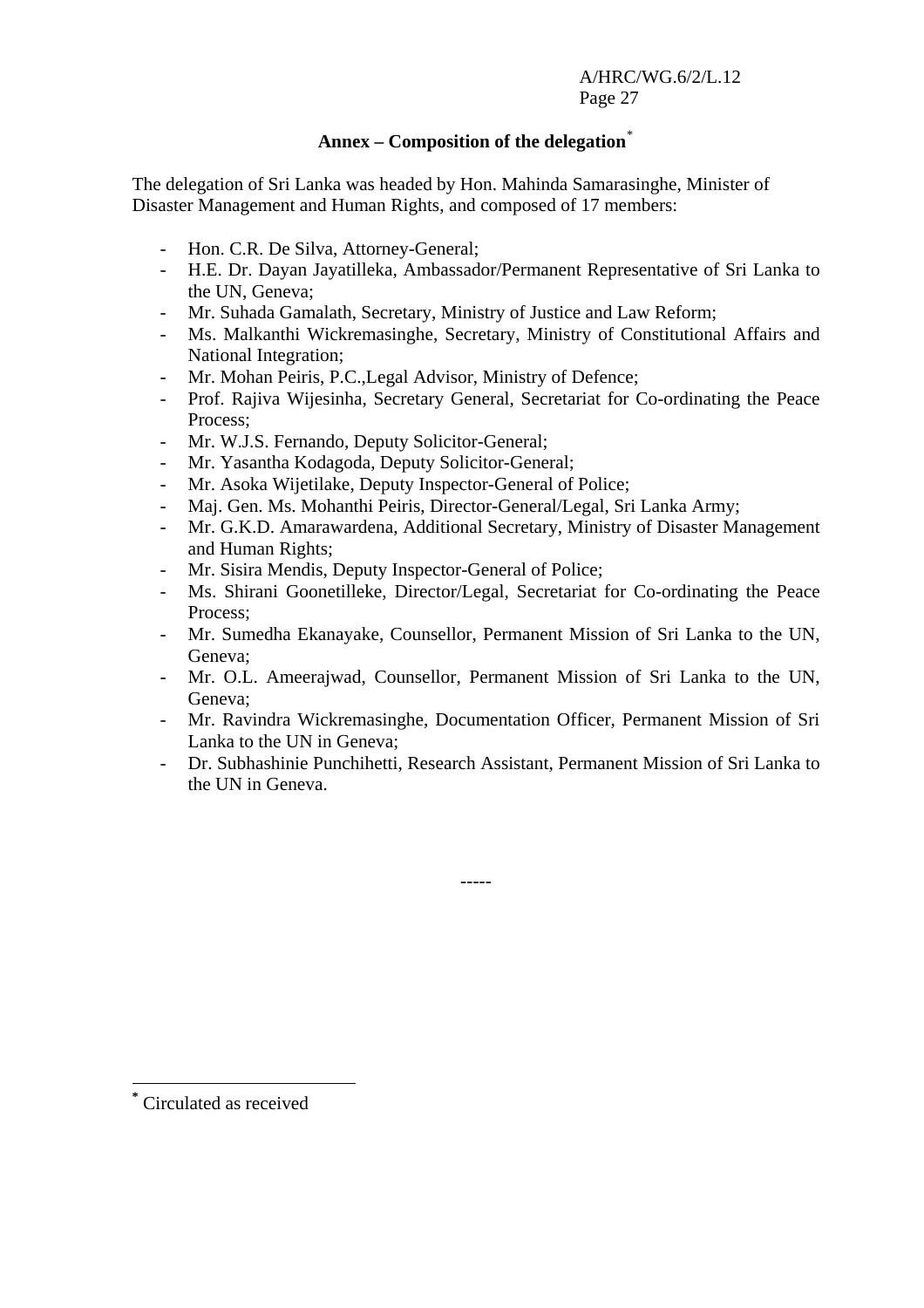## Annex – Composition of the delegation[*]

The delegation of Sri Lanka was headed by Hon. Mahinda Samarasinghe, Minister of Disaster Management and Human Rights, and composed of 17 members:

- Hon. C.R. De Silva, Attorney-General;
- H.E. Dr. Dayan Jayatilleka, Ambassador/Permanent Representative of Sri Lanka to the UN, Geneva;
- Mr. Suhada Gamalath, Secretary, Ministry of Justice and Law Reform;
- Ms. Malkanthi Wickremasinghe, Secretary, Ministry of Constitutional Affairs and National Integration;
- Mr. Mohan Peiris, P.C.,Legal Advisor, Ministry of Defence;
- Prof. Rajiva Wijesinha, Secretary General, Secretariat for Co-ordinating the Peace Process;
- Mr. W.J.S. Fernando, Deputy Solicitor-General;
- Mr. Yasantha Kodagoda, Deputy Solicitor-General;
- Mr. Asoka Wijetilake, Deputy Inspector-General of Police;
- Maj. Gen. Ms. Mohanthi Peiris, Director-General/Legal, Sri Lanka Army;
- Mr. G.K.D. Amarawardena, Additional Secretary, Ministry of Disaster Management and Human Rights;
- Mr. Sisira Mendis, Deputy Inspector-General of Police;
- Ms. Shirani Goonetilleke, Director/Legal, Secretariat for Co-ordinating the Peace Process;
- Mr. Sumedha Ekanayake, Counsellor, Permanent Mission of Sri Lanka to the UN, Geneva;
- Mr. O.L. Ameerajwad, Counsellor, Permanent Mission of Sri Lanka to the UN, Geneva;
- Mr. Ravindra Wickremasinghe, Documentation Officer, Permanent Mission of Sri Lanka to the UN in Geneva;
- Dr. Subhashinie Punchihetti, Research Assistant, Permanent Mission of Sri Lanka to the UN in Geneva.

-----

[*] Circulated as received